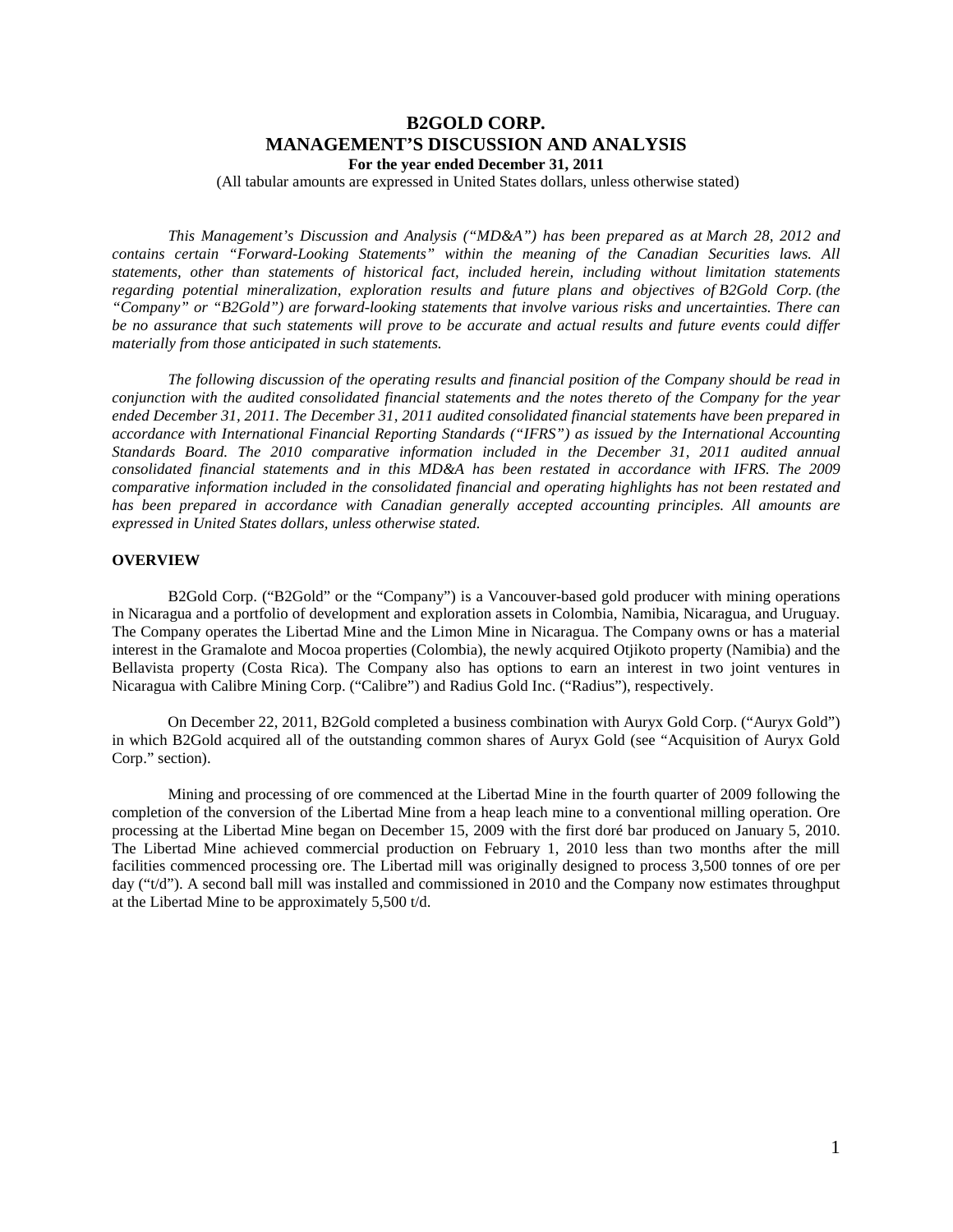# B2GOLD CORP.
# MANAGEMENT'S DISCUSSION AND ANALYSIS

**For the year ended December 31, 2011**

(All tabular amounts are expressed in United States dollars, unless otherwise stated)

*This Management's Discussion and Analysis ("MD&A") has been prepared as at March 28, 2012 and contains certain "Forward-Looking Statements" within the meaning of the Canadian Securities laws. All statements, other than statements of historical fact, included herein, including without limitation statements regarding potential mineralization, exploration results and future plans and objectives of B2Gold Corp. (the "Company" or "B2Gold") are forward-looking statements that involve various risks and uncertainties. There can be no assurance that such statements will prove to be accurate and actual results and future events could differ materially from those anticipated in such statements.*

*The following discussion of the operating results and financial position of the Company should be read in conjunction with the audited consolidated financial statements and the notes thereto of the Company for the year ended December 31, 2011. The December 31, 2011 audited consolidated financial statements have been prepared in accordance with International Financial Reporting Standards ("IFRS") as issued by the International Accounting Standards Board. The 2010 comparative information included in the December 31, 2011 audited annual consolidated financial statements and in this MD&A has been restated in accordance with IFRS. The 2009 comparative information included in the consolidated financial and operating highlights has not been restated and has been prepared in accordance with Canadian generally accepted accounting principles. All amounts are expressed in United States dollars, unless otherwise stated.*

## OVERVIEW

B2Gold Corp. ("B2Gold" or the "Company") is a Vancouver-based gold producer with mining operations in Nicaragua and a portfolio of development and exploration assets in Colombia, Namibia, Nicaragua, and Uruguay. The Company operates the Libertad Mine and the Limon Mine in Nicaragua. The Company owns or has a material interest in the Gramalote and Mocoa properties (Colombia), the newly acquired Otjikoto property (Namibia) and the Bellavista property (Costa Rica). The Company also has options to earn an interest in two joint ventures in Nicaragua with Calibre Mining Corp. ("Calibre") and Radius Gold Inc. ("Radius"), respectively.

On December 22, 2011, B2Gold completed a business combination with Auryx Gold Corp. ("Auryx Gold") in which B2Gold acquired all of the outstanding common shares of Auryx Gold (see "Acquisition of Auryx Gold Corp." section).

Mining and processing of ore commenced at the Libertad Mine in the fourth quarter of 2009 following the completion of the conversion of the Libertad Mine from a heap leach mine to a conventional milling operation. Ore processing at the Libertad Mine began on December 15, 2009 with the first doré bar produced on January 5, 2010. The Libertad Mine achieved commercial production on February 1, 2010 less than two months after the mill facilities commenced processing ore. The Libertad mill was originally designed to process 3,500 tonnes of ore per day ("t/d"). A second ball mill was installed and commissioned in 2010 and the Company now estimates throughput at the Libertad Mine to be approximately 5,500 t/d.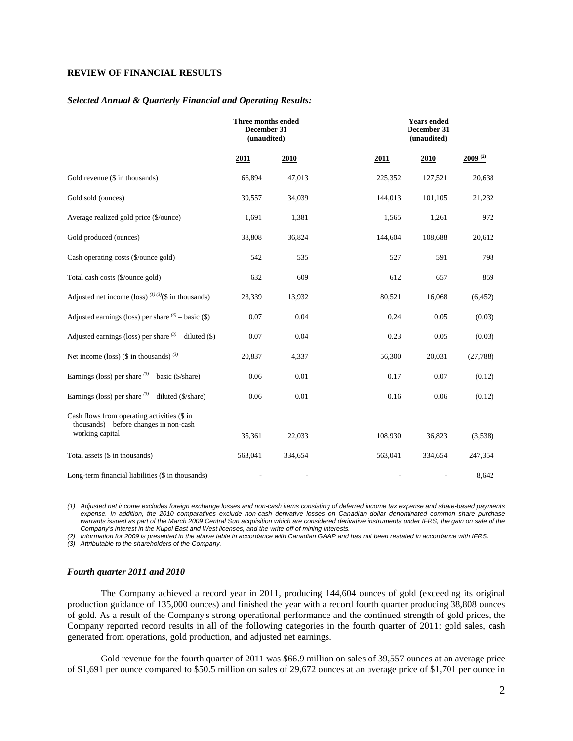## REVIEW OF FINANCIAL RESULTS

### *Selected Annual & Quarterly Financial and Operating Results:*

| | Three months ended December 31 (unaudited) | | Years ended December 31 (unaudited) | | |
|---|---|---|---|---|---|
| | **2011** | **2010** | **2011** | **2010** | **2009 [(2)]** |
| Gold revenue ($ in thousands) | 66,894 | 47,013 | 225,352 | 127,521 | 20,638 |
| Gold sold (ounces) | 39,557 | 34,039 | 144,013 | 101,105 | 21,232 |
| Average realized gold price ($/ounce) | 1,691 | 1,381 | 1,565 | 1,261 | 972 |
| Gold produced (ounces) | 38,808 | 36,824 | 144,604 | 108,688 | 20,612 |
| Cash operating costs ($/ounce gold) | 542 | 535 | 527 | 591 | 798 |
| Total cash costs ($/ounce gold) | 632 | 609 | 612 | 657 | 859 |
| Adjusted net income (loss) [(1)(3)] ($ in thousands) | 23,339 | 13,932 | 80,521 | 16,068 | (6,452) |
| Adjusted earnings (loss) per share [(3)] – basic ($) | 0.07 | 0.04 | 0.24 | 0.05 | (0.03) |
| Adjusted earnings (loss) per share [(3)] – diluted ($) | 0.07 | 0.04 | 0.23 | 0.05 | (0.03) |
| Net income (loss) ($ in thousands) [(3)] | 20,837 | 4,337 | 56,300 | 20,031 | (27,788) |
| Earnings (loss) per share [(3)] – basic ($/share) | 0.06 | 0.01 | 0.17 | 0.07 | (0.12) |
| Earnings (loss) per share [(3)] – diluted ($/share) | 0.06 | 0.01 | 0.16 | 0.06 | (0.12) |
| Cash flows from operating activities ($ in thousands) – before changes in non-cash working capital | 35,361 | 22,033 | 108,930 | 36,823 | (3,538) |
| Total assets ($ in thousands) | 563,041 | 334,654 | 563,041 | 334,654 | 247,354 |
| Long-term financial liabilities ($ in thousands) | - | - | - | - | 8,642 |

*(1) Adjusted net income excludes foreign exchange losses and non-cash items consisting of deferred income tax expense and share-based payments expense. In addition, the 2010 comparatives exclude non-cash derivative losses on Canadian dollar denominated common share purchase warrants issued as part of the March 2009 Central Sun acquisition which are considered derivative instruments under IFRS, the gain on sale of the Company's interest in the Kupol East and West licenses, and the write-off of mining interests.*

*(2) Information for 2009 is presented in the above table in accordance with Canadian GAAP and has not been restated in accordance with IFRS.*

*(3) Attributable to the shareholders of the Company.*

### *Fourth quarter 2011 and 2010*

The Company achieved a record year in 2011, producing 144,604 ounces of gold (exceeding its original production guidance of 135,000 ounces) and finished the year with a record fourth quarter producing 38,808 ounces of gold. As a result of the Company's strong operational performance and the continued strength of gold prices, the Company reported record results in all of the following categories in the fourth quarter of 2011: gold sales, cash generated from operations, gold production, and adjusted net earnings.

Gold revenue for the fourth quarter of 2011 was $66.9 million on sales of 39,557 ounces at an average price of $1,691 per ounce compared to $50.5 million on sales of 29,672 ounces at an average price of $1,701 per ounce in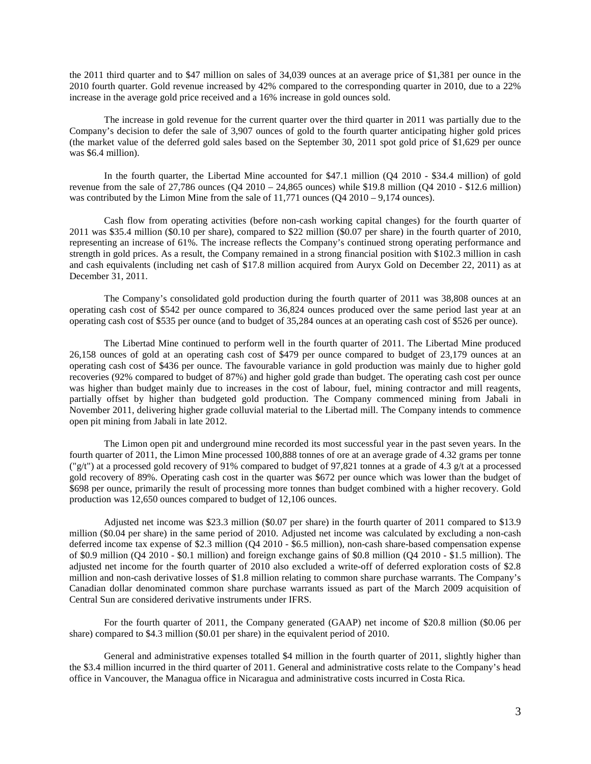the 2011 third quarter and to $47 million on sales of 34,039 ounces at an average price of $1,381 per ounce in the 2010 fourth quarter. Gold revenue increased by 42% compared to the corresponding quarter in 2010, due to a 22% increase in the average gold price received and a 16% increase in gold ounces sold.

The increase in gold revenue for the current quarter over the third quarter in 2011 was partially due to the Company's decision to defer the sale of 3,907 ounces of gold to the fourth quarter anticipating higher gold prices (the market value of the deferred gold sales based on the September 30, 2011 spot gold price of $1,629 per ounce was $6.4 million).

In the fourth quarter, the Libertad Mine accounted for $47.1 million (Q4 2010 - $34.4 million) of gold revenue from the sale of 27,786 ounces (Q4 2010 – 24,865 ounces) while $19.8 million (Q4 2010 - $12.6 million) was contributed by the Limon Mine from the sale of 11,771 ounces (Q4 2010 – 9,174 ounces).

Cash flow from operating activities (before non-cash working capital changes) for the fourth quarter of 2011 was $35.4 million ($0.10 per share), compared to $22 million ($0.07 per share) in the fourth quarter of 2010, representing an increase of 61%. The increase reflects the Company's continued strong operating performance and strength in gold prices. As a result, the Company remained in a strong financial position with $102.3 million in cash and cash equivalents (including net cash of $17.8 million acquired from Auryx Gold on December 22, 2011) as at December 31, 2011.

The Company's consolidated gold production during the fourth quarter of 2011 was 38,808 ounces at an operating cash cost of $542 per ounce compared to 36,824 ounces produced over the same period last year at an operating cash cost of $535 per ounce (and to budget of 35,284 ounces at an operating cash cost of $526 per ounce).

The Libertad Mine continued to perform well in the fourth quarter of 2011. The Libertad Mine produced 26,158 ounces of gold at an operating cash cost of $479 per ounce compared to budget of 23,179 ounces at an operating cash cost of $436 per ounce. The favourable variance in gold production was mainly due to higher gold recoveries (92% compared to budget of 87%) and higher gold grade than budget. The operating cash cost per ounce was higher than budget mainly due to increases in the cost of labour, fuel, mining contractor and mill reagents, partially offset by higher than budgeted gold production. The Company commenced mining from Jabali in November 2011, delivering higher grade colluvial material to the Libertad mill. The Company intends to commence open pit mining from Jabali in late 2012.

The Limon open pit and underground mine recorded its most successful year in the past seven years. In the fourth quarter of 2011, the Limon Mine processed 100,888 tonnes of ore at an average grade of 4.32 grams per tonne ("g/t") at a processed gold recovery of 91% compared to budget of 97,821 tonnes at a grade of 4.3 g/t at a processed gold recovery of 89%. Operating cash cost in the quarter was $672 per ounce which was lower than the budget of $698 per ounce, primarily the result of processing more tonnes than budget combined with a higher recovery. Gold production was 12,650 ounces compared to budget of 12,106 ounces.

Adjusted net income was $23.3 million ($0.07 per share) in the fourth quarter of 2011 compared to $13.9 million ($0.04 per share) in the same period of 2010. Adjusted net income was calculated by excluding a non-cash deferred income tax expense of $2.3 million (Q4 2010 - $6.5 million), non-cash share-based compensation expense of $0.9 million (Q4 2010 - $0.1 million) and foreign exchange gains of $0.8 million (Q4 2010 - $1.5 million). The adjusted net income for the fourth quarter of 2010 also excluded a write-off of deferred exploration costs of $2.8 million and non-cash derivative losses of $1.8 million relating to common share purchase warrants. The Company's Canadian dollar denominated common share purchase warrants issued as part of the March 2009 acquisition of Central Sun are considered derivative instruments under IFRS.

For the fourth quarter of 2011, the Company generated (GAAP) net income of $20.8 million ($0.06 per share) compared to $4.3 million ($0.01 per share) in the equivalent period of 2010.

General and administrative expenses totalled $4 million in the fourth quarter of 2011, slightly higher than the $3.4 million incurred in the third quarter of 2011. General and administrative costs relate to the Company's head office in Vancouver, the Managua office in Nicaragua and administrative costs incurred in Costa Rica.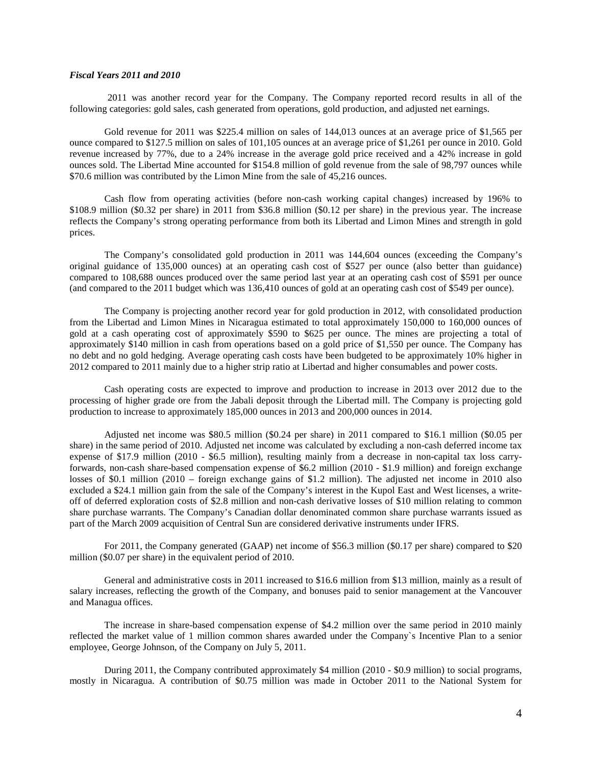***Fiscal Years 2011 and 2010***

2011 was another record year for the Company. The Company reported record results in all of the following categories: gold sales, cash generated from operations, gold production, and adjusted net earnings.

Gold revenue for 2011 was $225.4 million on sales of 144,013 ounces at an average price of $1,565 per ounce compared to $127.5 million on sales of 101,105 ounces at an average price of $1,261 per ounce in 2010. Gold revenue increased by 77%, due to a 24% increase in the average gold price received and a 42% increase in gold ounces sold. The Libertad Mine accounted for $154.8 million of gold revenue from the sale of 98,797 ounces while $70.6 million was contributed by the Limon Mine from the sale of 45,216 ounces.

Cash flow from operating activities (before non-cash working capital changes) increased by 196% to $108.9 million ($0.32 per share) in 2011 from $36.8 million ($0.12 per share) in the previous year. The increase reflects the Company's strong operating performance from both its Libertad and Limon Mines and strength in gold prices.

The Company's consolidated gold production in 2011 was 144,604 ounces (exceeding the Company's original guidance of 135,000 ounces) at an operating cash cost of $527 per ounce (also better than guidance) compared to 108,688 ounces produced over the same period last year at an operating cash cost of $591 per ounce (and compared to the 2011 budget which was 136,410 ounces of gold at an operating cash cost of $549 per ounce).

The Company is projecting another record year for gold production in 2012, with consolidated production from the Libertad and Limon Mines in Nicaragua estimated to total approximately 150,000 to 160,000 ounces of gold at a cash operating cost of approximately $590 to $625 per ounce. The mines are projecting a total of approximately $140 million in cash from operations based on a gold price of $1,550 per ounce. The Company has no debt and no gold hedging. Average operating cash costs have been budgeted to be approximately 10% higher in 2012 compared to 2011 mainly due to a higher strip ratio at Libertad and higher consumables and power costs.

Cash operating costs are expected to improve and production to increase in 2013 over 2012 due to the processing of higher grade ore from the Jabali deposit through the Libertad mill. The Company is projecting gold production to increase to approximately 185,000 ounces in 2013 and 200,000 ounces in 2014.

Adjusted net income was $80.5 million ($0.24 per share) in 2011 compared to $16.1 million ($0.05 per share) in the same period of 2010. Adjusted net income was calculated by excluding a non-cash deferred income tax expense of $17.9 million (2010 - $6.5 million), resulting mainly from a decrease in non-capital tax loss carry-forwards, non-cash share-based compensation expense of $6.2 million (2010 - $1.9 million) and foreign exchange losses of $0.1 million (2010 – foreign exchange gains of $1.2 million). The adjusted net income in 2010 also excluded a $24.1 million gain from the sale of the Company's interest in the Kupol East and West licenses, a write-off of deferred exploration costs of $2.8 million and non-cash derivative losses of $10 million relating to common share purchase warrants. The Company's Canadian dollar denominated common share purchase warrants issued as part of the March 2009 acquisition of Central Sun are considered derivative instruments under IFRS.

For 2011, the Company generated (GAAP) net income of $56.3 million ($0.17 per share) compared to $20 million ($0.07 per share) in the equivalent period of 2010.

General and administrative costs in 2011 increased to $16.6 million from $13 million, mainly as a result of salary increases, reflecting the growth of the Company, and bonuses paid to senior management at the Vancouver and Managua offices.

The increase in share-based compensation expense of $4.2 million over the same period in 2010 mainly reflected the market value of 1 million common shares awarded under the Company`s Incentive Plan to a senior employee, George Johnson, of the Company on July 5, 2011.

During 2011, the Company contributed approximately $4 million (2010 - $0.9 million) to social programs, mostly in Nicaragua. A contribution of $0.75 million was made in October 2011 to the National System for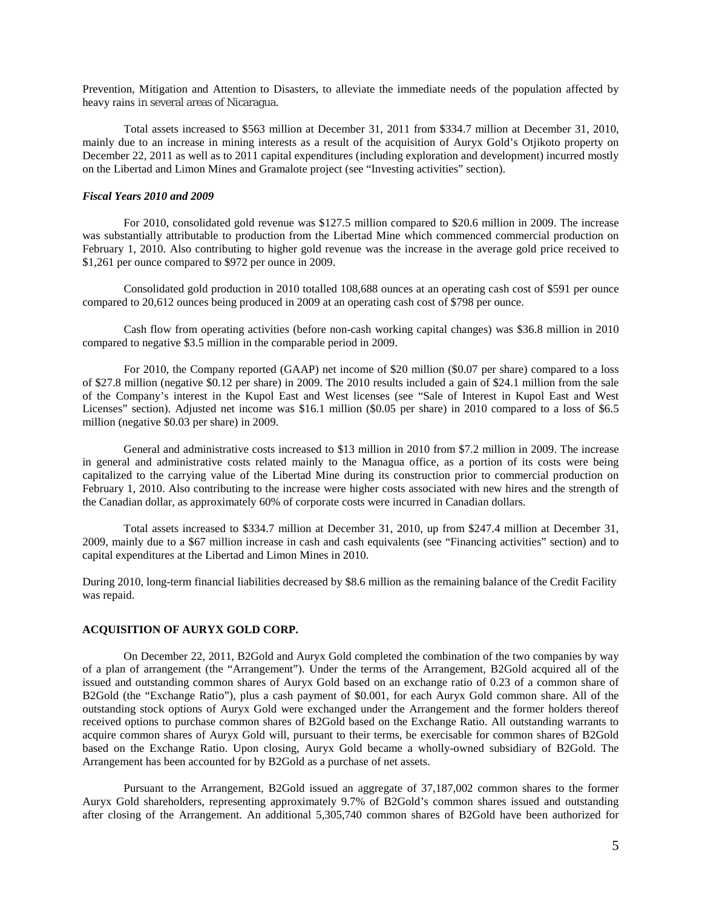Prevention, Mitigation and Attention to Disasters, to alleviate the immediate needs of the population affected by heavy rains in several areas of Nicaragua.

Total assets increased to $563 million at December 31, 2011 from $334.7 million at December 31, 2010, mainly due to an increase in mining interests as a result of the acquisition of Auryx Gold's Otjikoto property on December 22, 2011 as well as to 2011 capital expenditures (including exploration and development) incurred mostly on the Libertad and Limon Mines and Gramalote project (see "Investing activities" section).

### *Fiscal Years 2010 and 2009*

For 2010, consolidated gold revenue was $127.5 million compared to $20.6 million in 2009. The increase was substantially attributable to production from the Libertad Mine which commenced commercial production on February 1, 2010. Also contributing to higher gold revenue was the increase in the average gold price received to $1,261 per ounce compared to $972 per ounce in 2009.

Consolidated gold production in 2010 totalled 108,688 ounces at an operating cash cost of $591 per ounce compared to 20,612 ounces being produced in 2009 at an operating cash cost of $798 per ounce.

Cash flow from operating activities (before non-cash working capital changes) was $36.8 million in 2010 compared to negative $3.5 million in the comparable period in 2009.

For 2010, the Company reported (GAAP) net income of $20 million ($0.07 per share) compared to a loss of $27.8 million (negative $0.12 per share) in 2009. The 2010 results included a gain of $24.1 million from the sale of the Company's interest in the Kupol East and West licenses (see "Sale of Interest in Kupol East and West Licenses" section). Adjusted net income was $16.1 million ($0.05 per share) in 2010 compared to a loss of $6.5 million (negative $0.03 per share) in 2009.

General and administrative costs increased to $13 million in 2010 from $7.2 million in 2009. The increase in general and administrative costs related mainly to the Managua office, as a portion of its costs were being capitalized to the carrying value of the Libertad Mine during its construction prior to commercial production on February 1, 2010. Also contributing to the increase were higher costs associated with new hires and the strength of the Canadian dollar, as approximately 60% of corporate costs were incurred in Canadian dollars.

Total assets increased to $334.7 million at December 31, 2010, up from $247.4 million at December 31, 2009, mainly due to a $67 million increase in cash and cash equivalents (see "Financing activities" section) and to capital expenditures at the Libertad and Limon Mines in 2010.

During 2010, long-term financial liabilities decreased by $8.6 million as the remaining balance of the Credit Facility was repaid.

## ACQUISITION OF AURYX GOLD CORP.

On December 22, 2011, B2Gold and Auryx Gold completed the combination of the two companies by way of a plan of arrangement (the "Arrangement"). Under the terms of the Arrangement, B2Gold acquired all of the issued and outstanding common shares of Auryx Gold based on an exchange ratio of 0.23 of a common share of B2Gold (the "Exchange Ratio"), plus a cash payment of $0.001, for each Auryx Gold common share. All of the outstanding stock options of Auryx Gold were exchanged under the Arrangement and the former holders thereof received options to purchase common shares of B2Gold based on the Exchange Ratio. All outstanding warrants to acquire common shares of Auryx Gold will, pursuant to their terms, be exercisable for common shares of B2Gold based on the Exchange Ratio. Upon closing, Auryx Gold became a wholly-owned subsidiary of B2Gold. The Arrangement has been accounted for by B2Gold as a purchase of net assets.

Pursuant to the Arrangement, B2Gold issued an aggregate of 37,187,002 common shares to the former Auryx Gold shareholders, representing approximately 9.7% of B2Gold's common shares issued and outstanding after closing of the Arrangement. An additional 5,305,740 common shares of B2Gold have been authorized for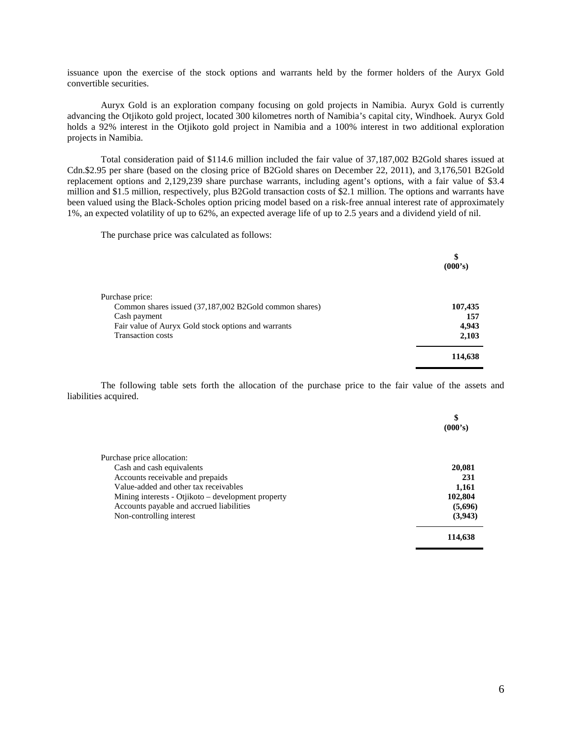issuance upon the exercise of the stock options and warrants held by the former holders of the Auryx Gold convertible securities.

Auryx Gold is an exploration company focusing on gold projects in Namibia. Auryx Gold is currently advancing the Otjikoto gold project, located 300 kilometres north of Namibia's capital city, Windhoek. Auryx Gold holds a 92% interest in the Otjikoto gold project in Namibia and a 100% interest in two additional exploration projects in Namibia.

Total consideration paid of \$114.6 million included the fair value of 37,187,002 B2Gold shares issued at Cdn.\$2.95 per share (based on the closing price of B2Gold shares on December 22, 2011), and 3,176,501 B2Gold replacement options and 2,129,239 share purchase warrants, including agent's options, with a fair value of \$3.4 million and \$1.5 million, respectively, plus B2Gold transaction costs of \$2.1 million. The options and warrants have been valued using the Black-Scholes option pricing model based on a risk-free annual interest rate of approximately 1%, an expected volatility of up to 62%, an expected average life of up to 2.5 years and a dividend yield of nil.

The purchase price was calculated as follows:

| | \$ (000's) |
|---|---|
| Purchase price: | |
| Common shares issued (37,187,002 B2Gold common shares) | **107,435** |
| Cash payment | **157** |
| Fair value of Auryx Gold stock options and warrants | **4,943** |
| Transaction costs | **2,103** |
| | **114,638** |

The following table sets forth the allocation of the purchase price to the fair value of the assets and liabilities acquired.

| | \$ (000's) |
|---|---|
| Purchase price allocation: | |
| Cash and cash equivalents | **20,081** |
| Accounts receivable and prepaids | **231** |
| Value-added and other tax receivables | **1,161** |
| Mining interests - Otjikoto – development property | **102,804** |
| Accounts payable and accrued liabilities | **(5,696)** |
| Non-controlling interest | **(3,943)** |
| | **114,638** |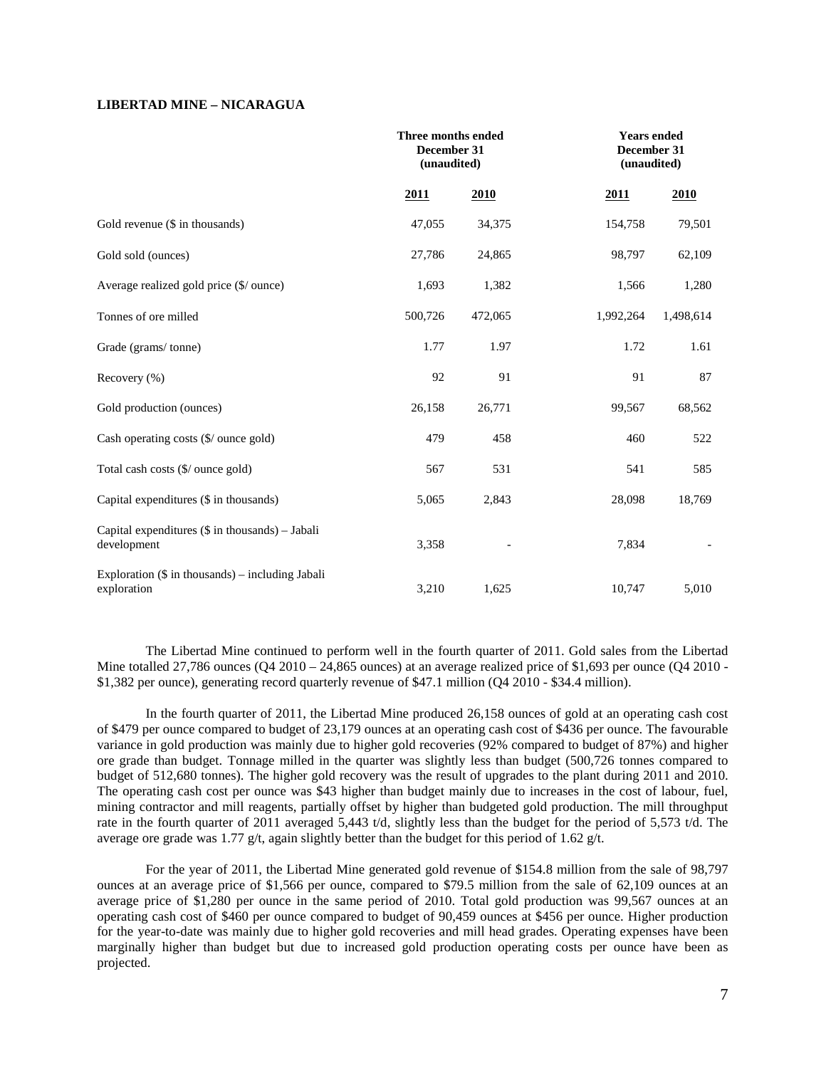**LIBERTAD MINE – NICARAGUA**

| | Three months ended December 31 (unaudited) | | Years ended December 31 (unaudited) | |
|---|---|---|---|---|
| | 2011 | 2010 | 2011 | 2010 |
| Gold revenue ($ in thousands) | 47,055 | 34,375 | 154,758 | 79,501 |
| Gold sold (ounces) | 27,786 | 24,865 | 98,797 | 62,109 |
| Average realized gold price ($/ ounce) | 1,693 | 1,382 | 1,566 | 1,280 |
| Tonnes of ore milled | 500,726 | 472,065 | 1,992,264 | 1,498,614 |
| Grade (grams/ tonne) | 1.77 | 1.97 | 1.72 | 1.61 |
| Recovery (%) | 92 | 91 | 91 | 87 |
| Gold production (ounces) | 26,158 | 26,771 | 99,567 | 68,562 |
| Cash operating costs ($/ ounce gold) | 479 | 458 | 460 | 522 |
| Total cash costs ($/ ounce gold) | 567 | 531 | 541 | 585 |
| Capital expenditures ($ in thousands) | 5,065 | 2,843 | 28,098 | 18,769 |
| Capital expenditures ($ in thousands) – Jabali development | 3,358 | - | 7,834 | - |
| Exploration ($ in thousands) – including Jabali exploration | 3,210 | 1,625 | 10,747 | 5,010 |

The Libertad Mine continued to perform well in the fourth quarter of 2011. Gold sales from the Libertad Mine totalled 27,786 ounces (Q4 2010 – 24,865 ounces) at an average realized price of $1,693 per ounce (Q4 2010 - $1,382 per ounce), generating record quarterly revenue of $47.1 million (Q4 2010 - $34.4 million).

In the fourth quarter of 2011, the Libertad Mine produced 26,158 ounces of gold at an operating cash cost of $479 per ounce compared to budget of 23,179 ounces at an operating cash cost of $436 per ounce. The favourable variance in gold production was mainly due to higher gold recoveries (92% compared to budget of 87%) and higher ore grade than budget. Tonnage milled in the quarter was slightly less than budget (500,726 tonnes compared to budget of 512,680 tonnes). The higher gold recovery was the result of upgrades to the plant during 2011 and 2010. The operating cash cost per ounce was $43 higher than budget mainly due to increases in the cost of labour, fuel, mining contractor and mill reagents, partially offset by higher than budgeted gold production. The mill throughput rate in the fourth quarter of 2011 averaged 5,443 t/d, slightly less than the budget for the period of 5,573 t/d. The average ore grade was 1.77 g/t, again slightly better than the budget for this period of 1.62 g/t.

For the year of 2011, the Libertad Mine generated gold revenue of $154.8 million from the sale of 98,797 ounces at an average price of $1,566 per ounce, compared to $79.5 million from the sale of 62,109 ounces at an average price of $1,280 per ounce in the same period of 2010. Total gold production was 99,567 ounces at an operating cash cost of $460 per ounce compared to budget of 90,459 ounces at $456 per ounce. Higher production for the year-to-date was mainly due to higher gold recoveries and mill head grades. Operating expenses have been marginally higher than budget but due to increased gold production operating costs per ounce have been as projected.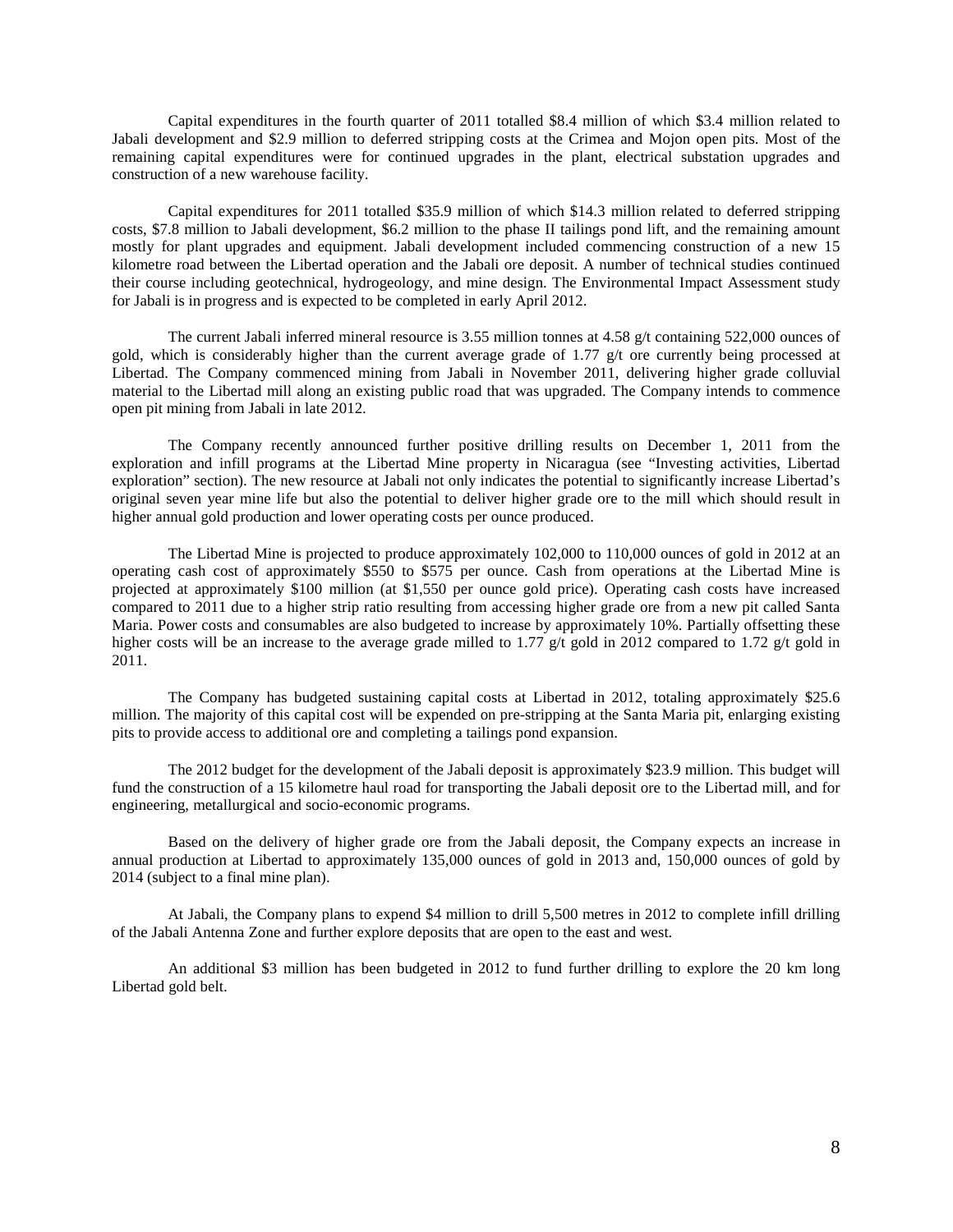Capital expenditures in the fourth quarter of 2011 totalled $8.4 million of which $3.4 million related to Jabali development and $2.9 million to deferred stripping costs at the Crimea and Mojon open pits. Most of the remaining capital expenditures were for continued upgrades in the plant, electrical substation upgrades and construction of a new warehouse facility.

Capital expenditures for 2011 totalled $35.9 million of which $14.3 million related to deferred stripping costs, $7.8 million to Jabali development, $6.2 million to the phase II tailings pond lift, and the remaining amount mostly for plant upgrades and equipment. Jabali development included commencing construction of a new 15 kilometre road between the Libertad operation and the Jabali ore deposit. A number of technical studies continued their course including geotechnical, hydrogeology, and mine design. The Environmental Impact Assessment study for Jabali is in progress and is expected to be completed in early April 2012.

The current Jabali inferred mineral resource is 3.55 million tonnes at 4.58 g/t containing 522,000 ounces of gold, which is considerably higher than the current average grade of 1.77 g/t ore currently being processed at Libertad. The Company commenced mining from Jabali in November 2011, delivering higher grade colluvial material to the Libertad mill along an existing public road that was upgraded. The Company intends to commence open pit mining from Jabali in late 2012.

The Company recently announced further positive drilling results on December 1, 2011 from the exploration and infill programs at the Libertad Mine property in Nicaragua (see "Investing activities, Libertad exploration" section). The new resource at Jabali not only indicates the potential to significantly increase Libertad's original seven year mine life but also the potential to deliver higher grade ore to the mill which should result in higher annual gold production and lower operating costs per ounce produced.

The Libertad Mine is projected to produce approximately 102,000 to 110,000 ounces of gold in 2012 at an operating cash cost of approximately $550 to $575 per ounce. Cash from operations at the Libertad Mine is projected at approximately $100 million (at $1,550 per ounce gold price). Operating cash costs have increased compared to 2011 due to a higher strip ratio resulting from accessing higher grade ore from a new pit called Santa Maria. Power costs and consumables are also budgeted to increase by approximately 10%. Partially offsetting these higher costs will be an increase to the average grade milled to 1.77 g/t gold in 2012 compared to 1.72 g/t gold in 2011.

The Company has budgeted sustaining capital costs at Libertad in 2012, totaling approximately $25.6 million. The majority of this capital cost will be expended on pre-stripping at the Santa Maria pit, enlarging existing pits to provide access to additional ore and completing a tailings pond expansion.

The 2012 budget for the development of the Jabali deposit is approximately $23.9 million. This budget will fund the construction of a 15 kilometre haul road for transporting the Jabali deposit ore to the Libertad mill, and for engineering, metallurgical and socio-economic programs.

Based on the delivery of higher grade ore from the Jabali deposit, the Company expects an increase in annual production at Libertad to approximately 135,000 ounces of gold in 2013 and, 150,000 ounces of gold by 2014 (subject to a final mine plan).

At Jabali, the Company plans to expend $4 million to drill 5,500 metres in 2012 to complete infill drilling of the Jabali Antenna Zone and further explore deposits that are open to the east and west.

An additional $3 million has been budgeted in 2012 to fund further drilling to explore the 20 km long Libertad gold belt.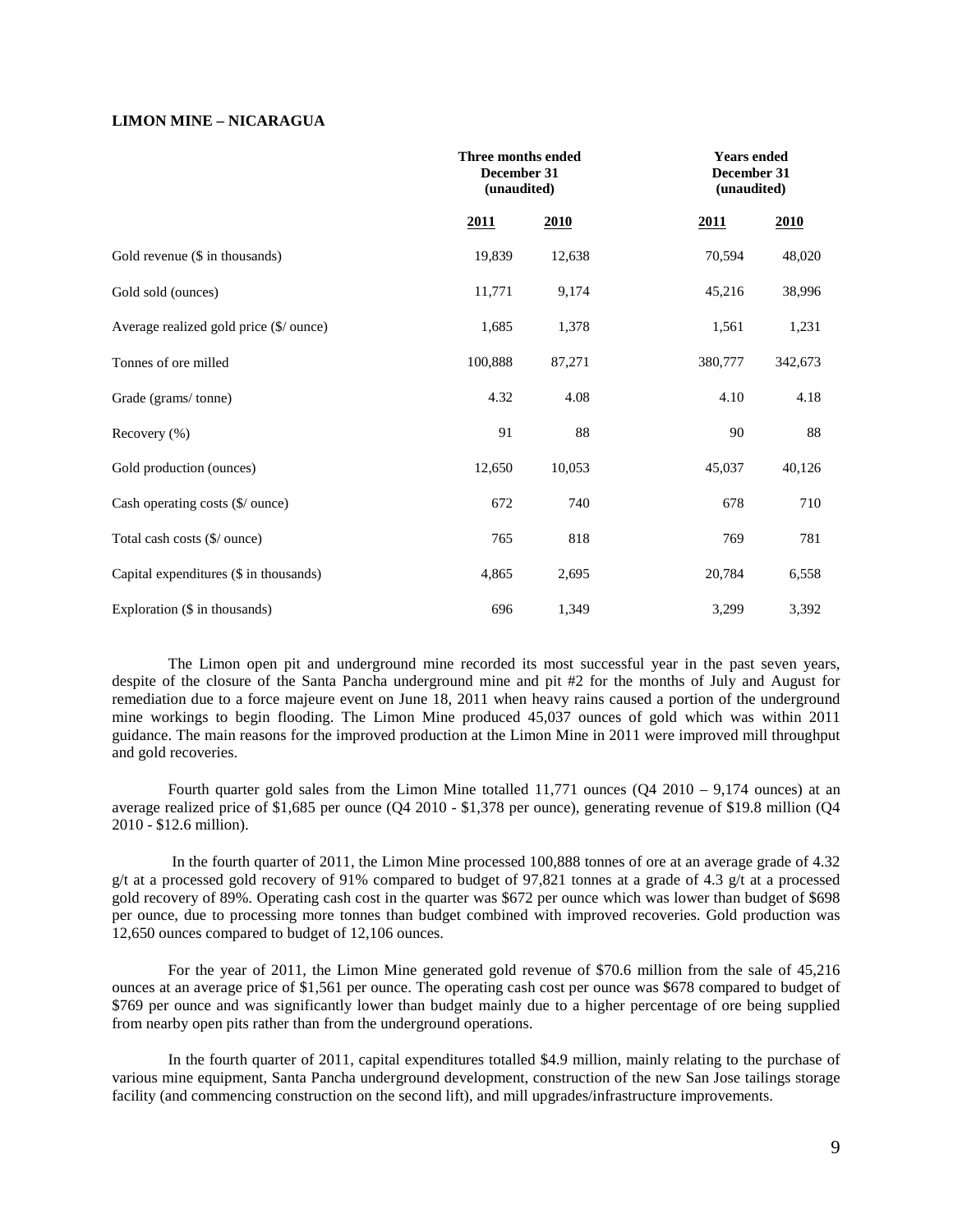**LIMON MINE – NICARAGUA**

| | Three months ended December 31 (unaudited) | | Years ended December 31 (unaudited) | |
|---|---|---|---|---|
| | 2011 | 2010 | 2011 | 2010 |
| Gold revenue ($ in thousands) | 19,839 | 12,638 | 70,594 | 48,020 |
| Gold sold (ounces) | 11,771 | 9,174 | 45,216 | 38,996 |
| Average realized gold price ($/ ounce) | 1,685 | 1,378 | 1,561 | 1,231 |
| Tonnes of ore milled | 100,888 | 87,271 | 380,777 | 342,673 |
| Grade (grams/ tonne) | 4.32 | 4.08 | 4.10 | 4.18 |
| Recovery (%) | 91 | 88 | 90 | 88 |
| Gold production (ounces) | 12,650 | 10,053 | 45,037 | 40,126 |
| Cash operating costs ($/ ounce) | 672 | 740 | 678 | 710 |
| Total cash costs ($/ ounce) | 765 | 818 | 769 | 781 |
| Capital expenditures ($ in thousands) | 4,865 | 2,695 | 20,784 | 6,558 |
| Exploration ($ in thousands) | 696 | 1,349 | 3,299 | 3,392 |

The Limon open pit and underground mine recorded its most successful year in the past seven years, despite of the closure of the Santa Pancha underground mine and pit #2 for the months of July and August for remediation due to a force majeure event on June 18, 2011 when heavy rains caused a portion of the underground mine workings to begin flooding. The Limon Mine produced 45,037 ounces of gold which was within 2011 guidance. The main reasons for the improved production at the Limon Mine in 2011 were improved mill throughput and gold recoveries.

Fourth quarter gold sales from the Limon Mine totalled 11,771 ounces (Q4 2010 – 9,174 ounces) at an average realized price of $1,685 per ounce (Q4 2010 - $1,378 per ounce), generating revenue of $19.8 million (Q4 2010 - $12.6 million).

In the fourth quarter of 2011, the Limon Mine processed 100,888 tonnes of ore at an average grade of 4.32 g/t at a processed gold recovery of 91% compared to budget of 97,821 tonnes at a grade of 4.3 g/t at a processed gold recovery of 89%. Operating cash cost in the quarter was $672 per ounce which was lower than budget of $698 per ounce, due to processing more tonnes than budget combined with improved recoveries. Gold production was 12,650 ounces compared to budget of 12,106 ounces.

For the year of 2011, the Limon Mine generated gold revenue of $70.6 million from the sale of 45,216 ounces at an average price of $1,561 per ounce. The operating cash cost per ounce was $678 compared to budget of $769 per ounce and was significantly lower than budget mainly due to a higher percentage of ore being supplied from nearby open pits rather than from the underground operations.

In the fourth quarter of 2011, capital expenditures totalled $4.9 million, mainly relating to the purchase of various mine equipment, Santa Pancha underground development, construction of the new San Jose tailings storage facility (and commencing construction on the second lift), and mill upgrades/infrastructure improvements.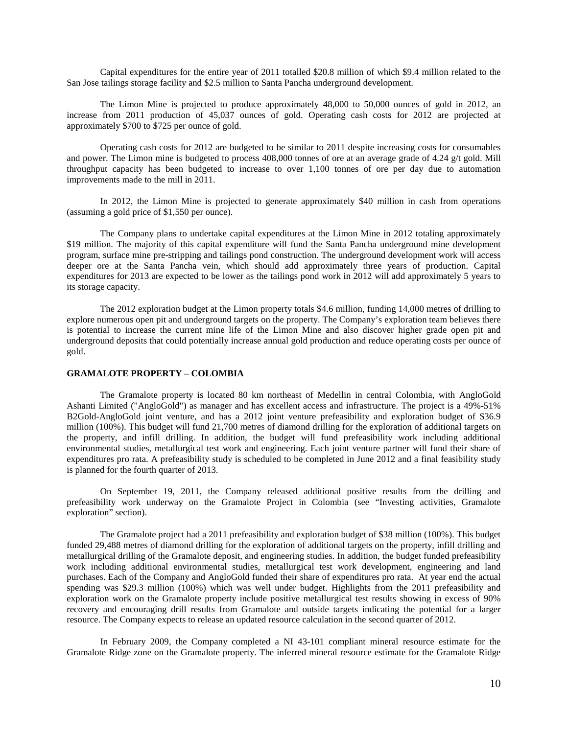Capital expenditures for the entire year of 2011 totalled $20.8 million of which $9.4 million related to the San Jose tailings storage facility and $2.5 million to Santa Pancha underground development.

The Limon Mine is projected to produce approximately 48,000 to 50,000 ounces of gold in 2012, an increase from 2011 production of 45,037 ounces of gold. Operating cash costs for 2012 are projected at approximately $700 to $725 per ounce of gold.

Operating cash costs for 2012 are budgeted to be similar to 2011 despite increasing costs for consumables and power. The Limon mine is budgeted to process 408,000 tonnes of ore at an average grade of 4.24 g/t gold. Mill throughput capacity has been budgeted to increase to over 1,100 tonnes of ore per day due to automation improvements made to the mill in 2011.

In 2012, the Limon Mine is projected to generate approximately $40 million in cash from operations (assuming a gold price of $1,550 per ounce).

The Company plans to undertake capital expenditures at the Limon Mine in 2012 totaling approximately $19 million. The majority of this capital expenditure will fund the Santa Pancha underground mine development program, surface mine pre-stripping and tailings pond construction. The underground development work will access deeper ore at the Santa Pancha vein, which should add approximately three years of production. Capital expenditures for 2013 are expected to be lower as the tailings pond work in 2012 will add approximately 5 years to its storage capacity.

The 2012 exploration budget at the Limon property totals $4.6 million, funding 14,000 metres of drilling to explore numerous open pit and underground targets on the property. The Company's exploration team believes there is potential to increase the current mine life of the Limon Mine and also discover higher grade open pit and underground deposits that could potentially increase annual gold production and reduce operating costs per ounce of gold.

## GRAMALOTE PROPERTY – COLOMBIA

The Gramalote property is located 80 km northeast of Medellin in central Colombia, with AngloGold Ashanti Limited ("AngloGold") as manager and has excellent access and infrastructure. The project is a 49%-51% B2Gold-AngloGold joint venture, and has a 2012 joint venture prefeasibility and exploration budget of $36.9 million (100%). This budget will fund 21,700 metres of diamond drilling for the exploration of additional targets on the property, and infill drilling. In addition, the budget will fund prefeasibility work including additional environmental studies, metallurgical test work and engineering. Each joint venture partner will fund their share of expenditures pro rata. A prefeasibility study is scheduled to be completed in June 2012 and a final feasibility study is planned for the fourth quarter of 2013.

On September 19, 2011, the Company released additional positive results from the drilling and prefeasibility work underway on the Gramalote Project in Colombia (see "Investing activities, Gramalote exploration" section).

The Gramalote project had a 2011 prefeasibility and exploration budget of $38 million (100%). This budget funded 29,488 metres of diamond drilling for the exploration of additional targets on the property, infill drilling and metallurgical drilling of the Gramalote deposit, and engineering studies. In addition, the budget funded prefeasibility work including additional environmental studies, metallurgical test work development, engineering and land purchases. Each of the Company and AngloGold funded their share of expenditures pro rata. At year end the actual spending was $29.3 million (100%) which was well under budget. Highlights from the 2011 prefeasibility and exploration work on the Gramalote property include positive metallurgical test results showing in excess of 90% recovery and encouraging drill results from Gramalote and outside targets indicating the potential for a larger resource. The Company expects to release an updated resource calculation in the second quarter of 2012.

In February 2009, the Company completed a NI 43-101 compliant mineral resource estimate for the Gramalote Ridge zone on the Gramalote property. The inferred mineral resource estimate for the Gramalote Ridge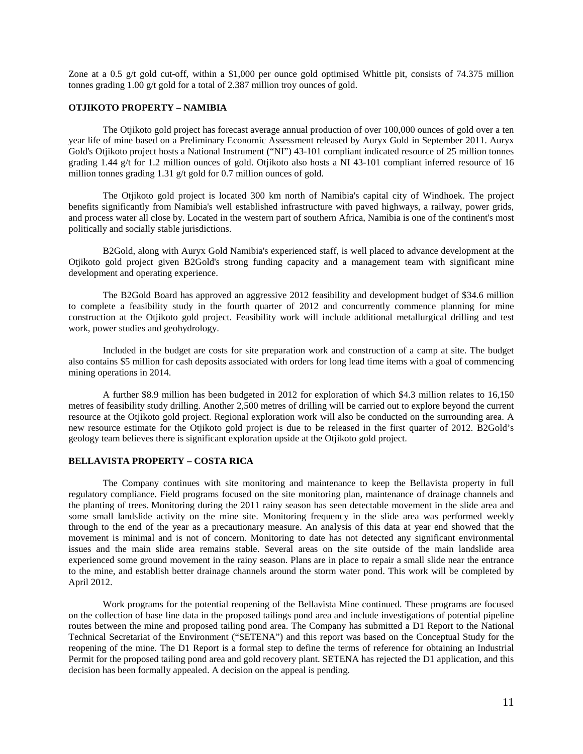Zone at a 0.5 g/t gold cut-off, within a $1,000 per ounce gold optimised Whittle pit, consists of 74.375 million tonnes grading 1.00 g/t gold for a total of 2.387 million troy ounces of gold.

**OTJIKOTO PROPERTY – NAMIBIA**

The Otjikoto gold project has forecast average annual production of over 100,000 ounces of gold over a ten year life of mine based on a Preliminary Economic Assessment released by Auryx Gold in September 2011. Auryx Gold's Otjikoto project hosts a National Instrument ("NI") 43-101 compliant indicated resource of 25 million tonnes grading 1.44 g/t for 1.2 million ounces of gold. Otjikoto also hosts a NI 43-101 compliant inferred resource of 16 million tonnes grading 1.31 g/t gold for 0.7 million ounces of gold.

The Otjikoto gold project is located 300 km north of Namibia's capital city of Windhoek. The project benefits significantly from Namibia's well established infrastructure with paved highways, a railway, power grids, and process water all close by. Located in the western part of southern Africa, Namibia is one of the continent's most politically and socially stable jurisdictions.

B2Gold, along with Auryx Gold Namibia's experienced staff, is well placed to advance development at the Otjikoto gold project given B2Gold's strong funding capacity and a management team with significant mine development and operating experience.

The B2Gold Board has approved an aggressive 2012 feasibility and development budget of $34.6 million to complete a feasibility study in the fourth quarter of 2012 and concurrently commence planning for mine construction at the Otjikoto gold project. Feasibility work will include additional metallurgical drilling and test work, power studies and geohydrology.

Included in the budget are costs for site preparation work and construction of a camp at site. The budget also contains $5 million for cash deposits associated with orders for long lead time items with a goal of commencing mining operations in 2014.

A further $8.9 million has been budgeted in 2012 for exploration of which $4.3 million relates to 16,150 metres of feasibility study drilling. Another 2,500 metres of drilling will be carried out to explore beyond the current resource at the Otjikoto gold project. Regional exploration work will also be conducted on the surrounding area. A new resource estimate for the Otjikoto gold project is due to be released in the first quarter of 2012. B2Gold's geology team believes there is significant exploration upside at the Otjikoto gold project.

**BELLAVISTA PROPERTY – COSTA RICA**

The Company continues with site monitoring and maintenance to keep the Bellavista property in full regulatory compliance. Field programs focused on the site monitoring plan, maintenance of drainage channels and the planting of trees. Monitoring during the 2011 rainy season has seen detectable movement in the slide area and some small landslide activity on the mine site. Monitoring frequency in the slide area was performed weekly through to the end of the year as a precautionary measure. An analysis of this data at year end showed that the movement is minimal and is not of concern. Monitoring to date has not detected any significant environmental issues and the main slide area remains stable. Several areas on the site outside of the main landslide area experienced some ground movement in the rainy season. Plans are in place to repair a small slide near the entrance to the mine, and establish better drainage channels around the storm water pond. This work will be completed by April 2012.

Work programs for the potential reopening of the Bellavista Mine continued. These programs are focused on the collection of base line data in the proposed tailings pond area and include investigations of potential pipeline routes between the mine and proposed tailing pond area. The Company has submitted a D1 Report to the National Technical Secretariat of the Environment ("SETENA") and this report was based on the Conceptual Study for the reopening of the mine. The D1 Report is a formal step to define the terms of reference for obtaining an Industrial Permit for the proposed tailing pond area and gold recovery plant. SETENA has rejected the D1 application, and this decision has been formally appealed. A decision on the appeal is pending.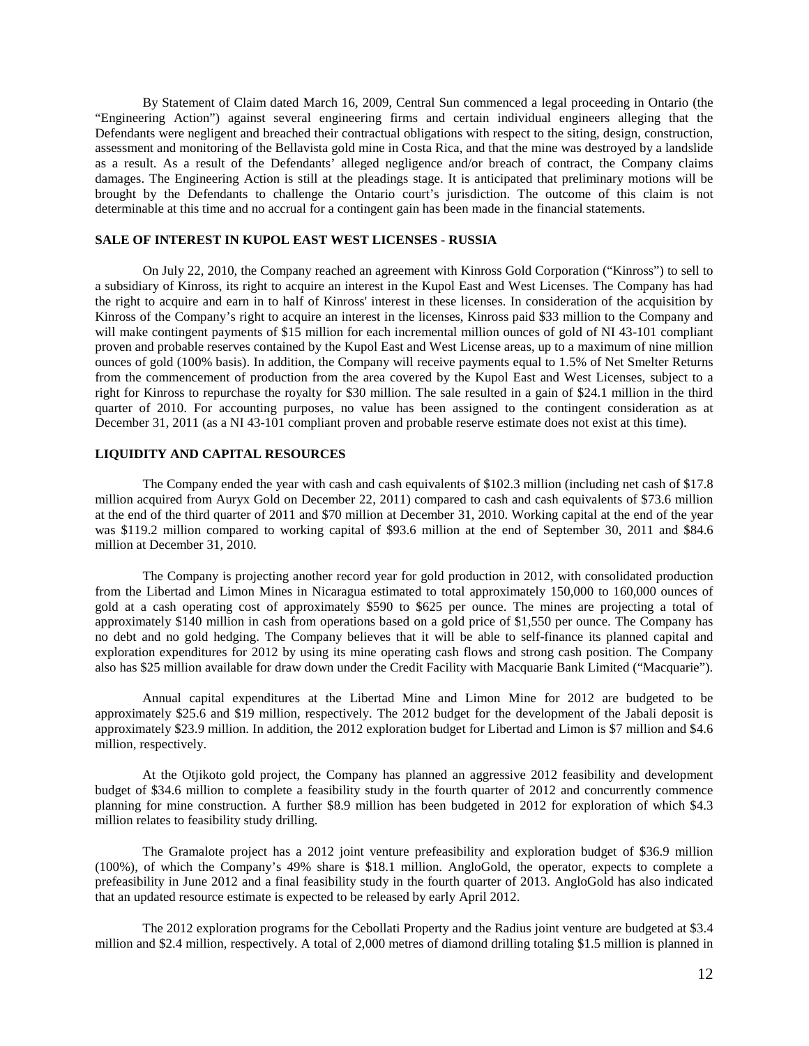By Statement of Claim dated March 16, 2009, Central Sun commenced a legal proceeding in Ontario (the "Engineering Action") against several engineering firms and certain individual engineers alleging that the Defendants were negligent and breached their contractual obligations with respect to the siting, design, construction, assessment and monitoring of the Bellavista gold mine in Costa Rica, and that the mine was destroyed by a landslide as a result. As a result of the Defendants' alleged negligence and/or breach of contract, the Company claims damages. The Engineering Action is still at the pleadings stage. It is anticipated that preliminary motions will be brought by the Defendants to challenge the Ontario court's jurisdiction. The outcome of this claim is not determinable at this time and no accrual for a contingent gain has been made in the financial statements.

## SALE OF INTEREST IN KUPOL EAST WEST LICENSES - RUSSIA

On July 22, 2010, the Company reached an agreement with Kinross Gold Corporation ("Kinross") to sell to a subsidiary of Kinross, its right to acquire an interest in the Kupol East and West Licenses. The Company has had the right to acquire and earn in to half of Kinross' interest in these licenses. In consideration of the acquisition by Kinross of the Company's right to acquire an interest in the licenses, Kinross paid $33 million to the Company and will make contingent payments of $15 million for each incremental million ounces of gold of NI 43-101 compliant proven and probable reserves contained by the Kupol East and West License areas, up to a maximum of nine million ounces of gold (100% basis). In addition, the Company will receive payments equal to 1.5% of Net Smelter Returns from the commencement of production from the area covered by the Kupol East and West Licenses, subject to a right for Kinross to repurchase the royalty for $30 million. The sale resulted in a gain of $24.1 million in the third quarter of 2010. For accounting purposes, no value has been assigned to the contingent consideration as at December 31, 2011 (as a NI 43-101 compliant proven and probable reserve estimate does not exist at this time).

## LIQUIDITY AND CAPITAL RESOURCES

The Company ended the year with cash and cash equivalents of $102.3 million (including net cash of $17.8 million acquired from Auryx Gold on December 22, 2011) compared to cash and cash equivalents of $73.6 million at the end of the third quarter of 2011 and $70 million at December 31, 2010. Working capital at the end of the year was $119.2 million compared to working capital of $93.6 million at the end of September 30, 2011 and $84.6 million at December 31, 2010.

The Company is projecting another record year for gold production in 2012, with consolidated production from the Libertad and Limon Mines in Nicaragua estimated to total approximately 150,000 to 160,000 ounces of gold at a cash operating cost of approximately $590 to $625 per ounce. The mines are projecting a total of approximately $140 million in cash from operations based on a gold price of $1,550 per ounce. The Company has no debt and no gold hedging. The Company believes that it will be able to self-finance its planned capital and exploration expenditures for 2012 by using its mine operating cash flows and strong cash position. The Company also has $25 million available for draw down under the Credit Facility with Macquarie Bank Limited ("Macquarie").

Annual capital expenditures at the Libertad Mine and Limon Mine for 2012 are budgeted to be approximately $25.6 and $19 million, respectively. The 2012 budget for the development of the Jabali deposit is approximately $23.9 million. In addition, the 2012 exploration budget for Libertad and Limon is $7 million and $4.6 million, respectively.

At the Otjikoto gold project, the Company has planned an aggressive 2012 feasibility and development budget of $34.6 million to complete a feasibility study in the fourth quarter of 2012 and concurrently commence planning for mine construction. A further $8.9 million has been budgeted in 2012 for exploration of which $4.3 million relates to feasibility study drilling.

The Gramalote project has a 2012 joint venture prefeasibility and exploration budget of $36.9 million (100%), of which the Company's 49% share is $18.1 million. AngloGold, the operator, expects to complete a prefeasibility in June 2012 and a final feasibility study in the fourth quarter of 2013. AngloGold has also indicated that an updated resource estimate is expected to be released by early April 2012.

The 2012 exploration programs for the Cebollati Property and the Radius joint venture are budgeted at $3.4 million and $2.4 million, respectively. A total of 2,000 metres of diamond drilling totaling $1.5 million is planned in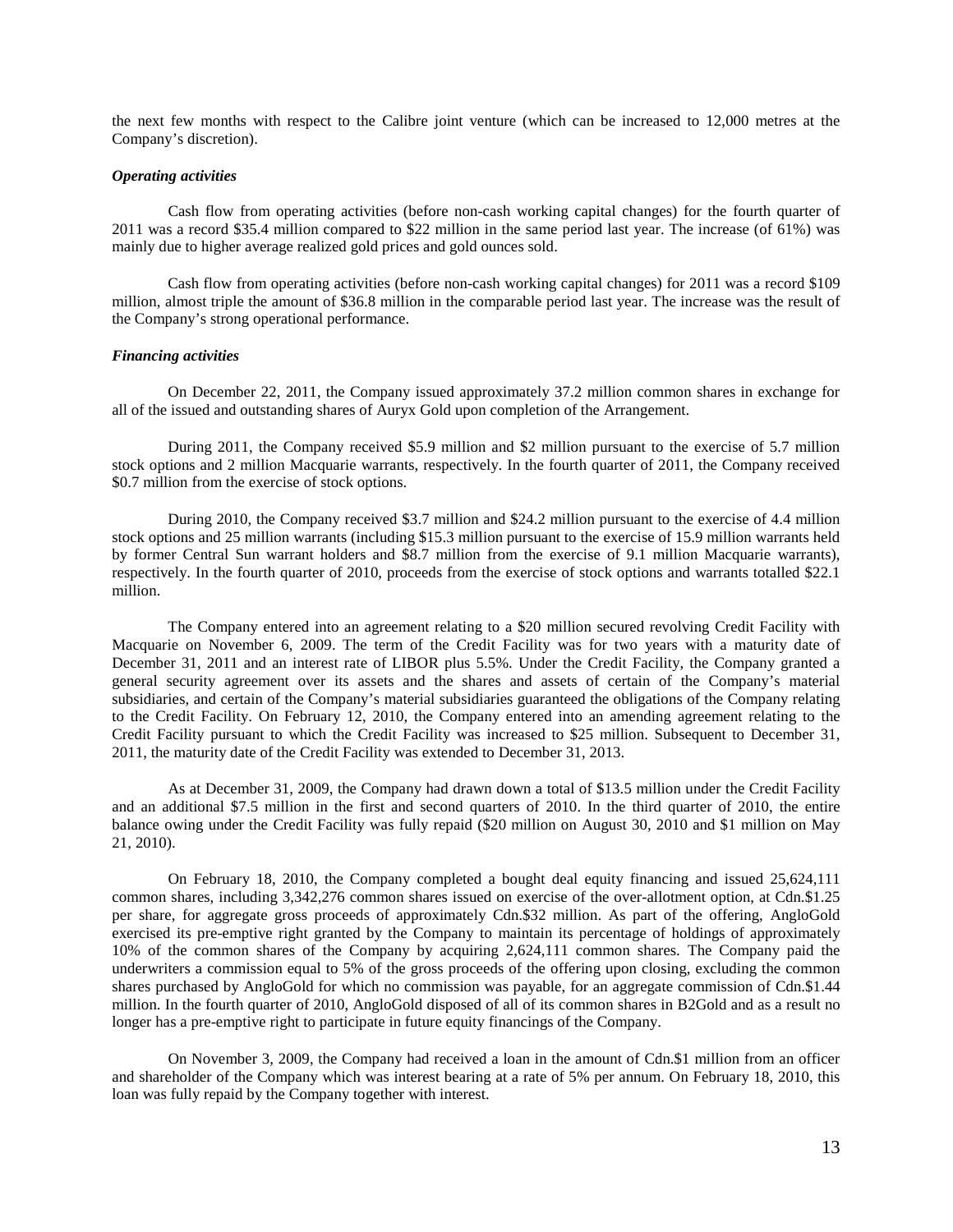the next few months with respect to the Calibre joint venture (which can be increased to 12,000 metres at the Company's discretion).

***Operating activities***

Cash flow from operating activities (before non-cash working capital changes) for the fourth quarter of 2011 was a record $35.4 million compared to $22 million in the same period last year. The increase (of 61%) was mainly due to higher average realized gold prices and gold ounces sold.

Cash flow from operating activities (before non-cash working capital changes) for 2011 was a record $109 million, almost triple the amount of $36.8 million in the comparable period last year. The increase was the result of the Company's strong operational performance.

***Financing activities***

On December 22, 2011, the Company issued approximately 37.2 million common shares in exchange for all of the issued and outstanding shares of Auryx Gold upon completion of the Arrangement.

During 2011, the Company received $5.9 million and $2 million pursuant to the exercise of 5.7 million stock options and 2 million Macquarie warrants, respectively. In the fourth quarter of 2011, the Company received $0.7 million from the exercise of stock options.

During 2010, the Company received $3.7 million and $24.2 million pursuant to the exercise of 4.4 million stock options and 25 million warrants (including $15.3 million pursuant to the exercise of 15.9 million warrants held by former Central Sun warrant holders and $8.7 million from the exercise of 9.1 million Macquarie warrants), respectively. In the fourth quarter of 2010, proceeds from the exercise of stock options and warrants totalled $22.1 million.

The Company entered into an agreement relating to a $20 million secured revolving Credit Facility with Macquarie on November 6, 2009. The term of the Credit Facility was for two years with a maturity date of December 31, 2011 and an interest rate of LIBOR plus 5.5%. Under the Credit Facility, the Company granted a general security agreement over its assets and the shares and assets of certain of the Company's material subsidiaries, and certain of the Company's material subsidiaries guaranteed the obligations of the Company relating to the Credit Facility. On February 12, 2010, the Company entered into an amending agreement relating to the Credit Facility pursuant to which the Credit Facility was increased to $25 million. Subsequent to December 31, 2011, the maturity date of the Credit Facility was extended to December 31, 2013.

As at December 31, 2009, the Company had drawn down a total of $13.5 million under the Credit Facility and an additional $7.5 million in the first and second quarters of 2010. In the third quarter of 2010, the entire balance owing under the Credit Facility was fully repaid ($20 million on August 30, 2010 and $1 million on May 21, 2010).

On February 18, 2010, the Company completed a bought deal equity financing and issued 25,624,111 common shares, including 3,342,276 common shares issued on exercise of the over-allotment option, at Cdn.$1.25 per share, for aggregate gross proceeds of approximately Cdn.$32 million. As part of the offering, AngloGold exercised its pre-emptive right granted by the Company to maintain its percentage of holdings of approximately 10% of the common shares of the Company by acquiring 2,624,111 common shares. The Company paid the underwriters a commission equal to 5% of the gross proceeds of the offering upon closing, excluding the common shares purchased by AngloGold for which no commission was payable, for an aggregate commission of Cdn.$1.44 million. In the fourth quarter of 2010, AngloGold disposed of all of its common shares in B2Gold and as a result no longer has a pre-emptive right to participate in future equity financings of the Company.

On November 3, 2009, the Company had received a loan in the amount of Cdn.$1 million from an officer and shareholder of the Company which was interest bearing at a rate of 5% per annum. On February 18, 2010, this loan was fully repaid by the Company together with interest.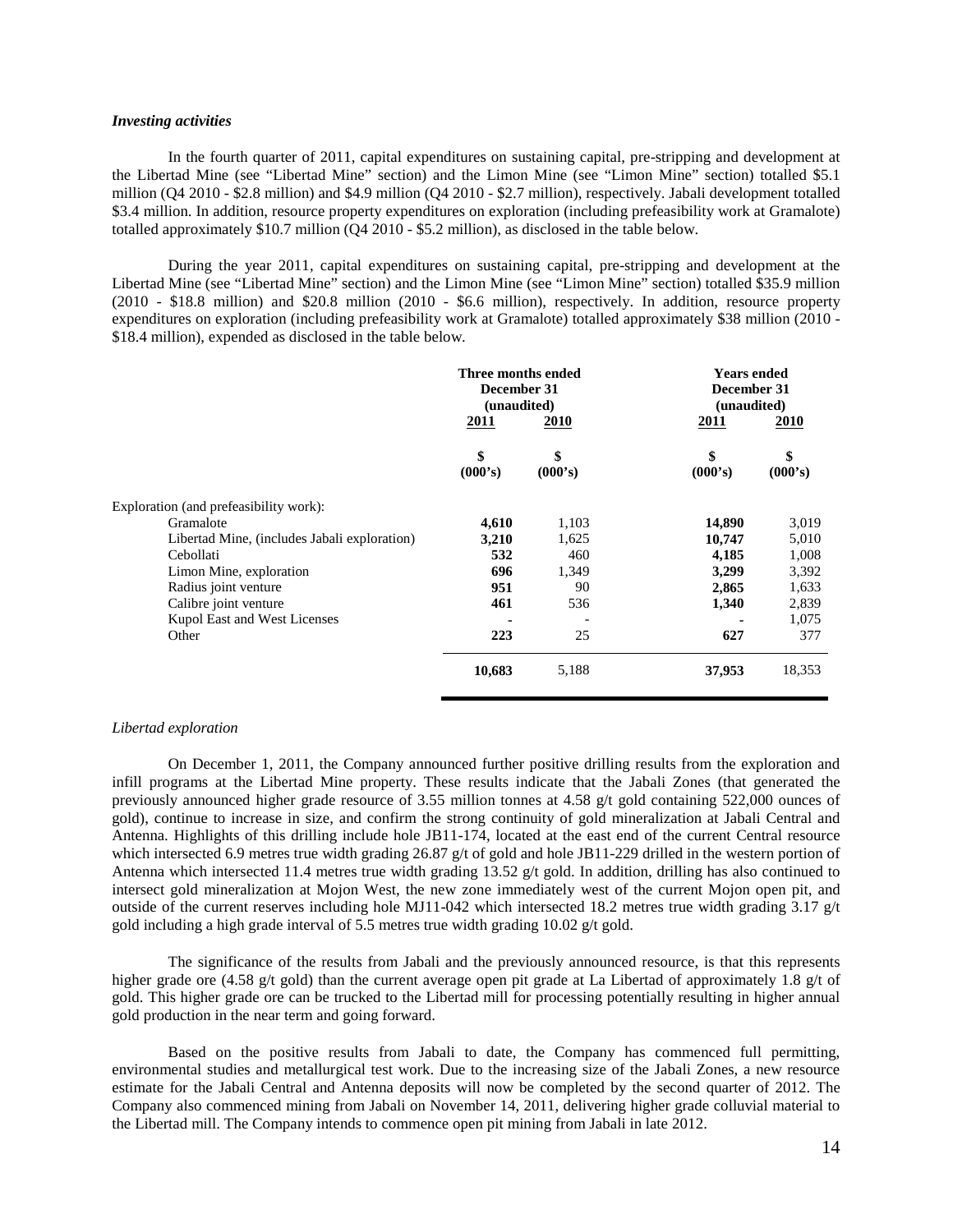***Investing activities***

In the fourth quarter of 2011, capital expenditures on sustaining capital, pre-stripping and development at the Libertad Mine (see "Libertad Mine" section) and the Limon Mine (see "Limon Mine" section) totalled $5.1 million (Q4 2010 - $2.8 million) and $4.9 million (Q4 2010 - $2.7 million), respectively. Jabali development totalled $3.4 million. In addition, resource property expenditures on exploration (including prefeasibility work at Gramalote) totalled approximately $10.7 million (Q4 2010 - $5.2 million), as disclosed in the table below.

During the year 2011, capital expenditures on sustaining capital, pre-stripping and development at the Libertad Mine (see "Libertad Mine" section) and the Limon Mine (see "Limon Mine" section) totalled $35.9 million (2010 - $18.8 million) and $20.8 million (2010 - $6.6 million), respectively. In addition, resource property expenditures on exploration (including prefeasibility work at Gramalote) totalled approximately $38 million (2010 - $18.4 million), expended as disclosed in the table below.

| | **Three months ended December 31 (unaudited)** | | **Years ended December 31 (unaudited)** | |
|---|---|---|---|---|
| | **2011** | **2010** | **2011** | **2010** |
| | **\$ (000's)** | **\$ (000's)** | **\$ (000's)** | **\$ (000's)** |
| Exploration (and prefeasibility work): | | | | |
| Gramalote | **4,610** | 1,103 | **14,890** | 3,019 |
| Libertad Mine, (includes Jabali exploration) | **3,210** | 1,625 | **10,747** | 5,010 |
| Cebollati | **532** | 460 | **4,185** | 1,008 |
| Limon Mine, exploration | **696** | 1,349 | **3,299** | 3,392 |
| Radius joint venture | **951** | 90 | **2,865** | 1,633 |
| Calibre joint venture | **461** | 536 | **1,340** | 2,839 |
| Kupol East and West Licenses | **-** | - | **-** | 1,075 |
| Other | **223** | 25 | **627** | 377 |
| | **10,683** | 5,188 | **37,953** | 18,353 |

*Libertad exploration*

On December 1, 2011, the Company announced further positive drilling results from the exploration and infill programs at the Libertad Mine property. These results indicate that the Jabali Zones (that generated the previously announced higher grade resource of 3.55 million tonnes at 4.58 g/t gold containing 522,000 ounces of gold), continue to increase in size, and confirm the strong continuity of gold mineralization at Jabali Central and Antenna. Highlights of this drilling include hole JB11-174, located at the east end of the current Central resource which intersected 6.9 metres true width grading 26.87 g/t of gold and hole JB11-229 drilled in the western portion of Antenna which intersected 11.4 metres true width grading 13.52 g/t gold. In addition, drilling has also continued to intersect gold mineralization at Mojon West, the new zone immediately west of the current Mojon open pit, and outside of the current reserves including hole MJ11-042 which intersected 18.2 metres true width grading 3.17 g/t gold including a high grade interval of 5.5 metres true width grading 10.02 g/t gold.

The significance of the results from Jabali and the previously announced resource, is that this represents higher grade ore (4.58 g/t gold) than the current average open pit grade at La Libertad of approximately 1.8 g/t of gold. This higher grade ore can be trucked to the Libertad mill for processing potentially resulting in higher annual gold production in the near term and going forward.

Based on the positive results from Jabali to date, the Company has commenced full permitting, environmental studies and metallurgical test work. Due to the increasing size of the Jabali Zones, a new resource estimate for the Jabali Central and Antenna deposits will now be completed by the second quarter of 2012. The Company also commenced mining from Jabali on November 14, 2011, delivering higher grade colluvial material to the Libertad mill. The Company intends to commence open pit mining from Jabali in late 2012.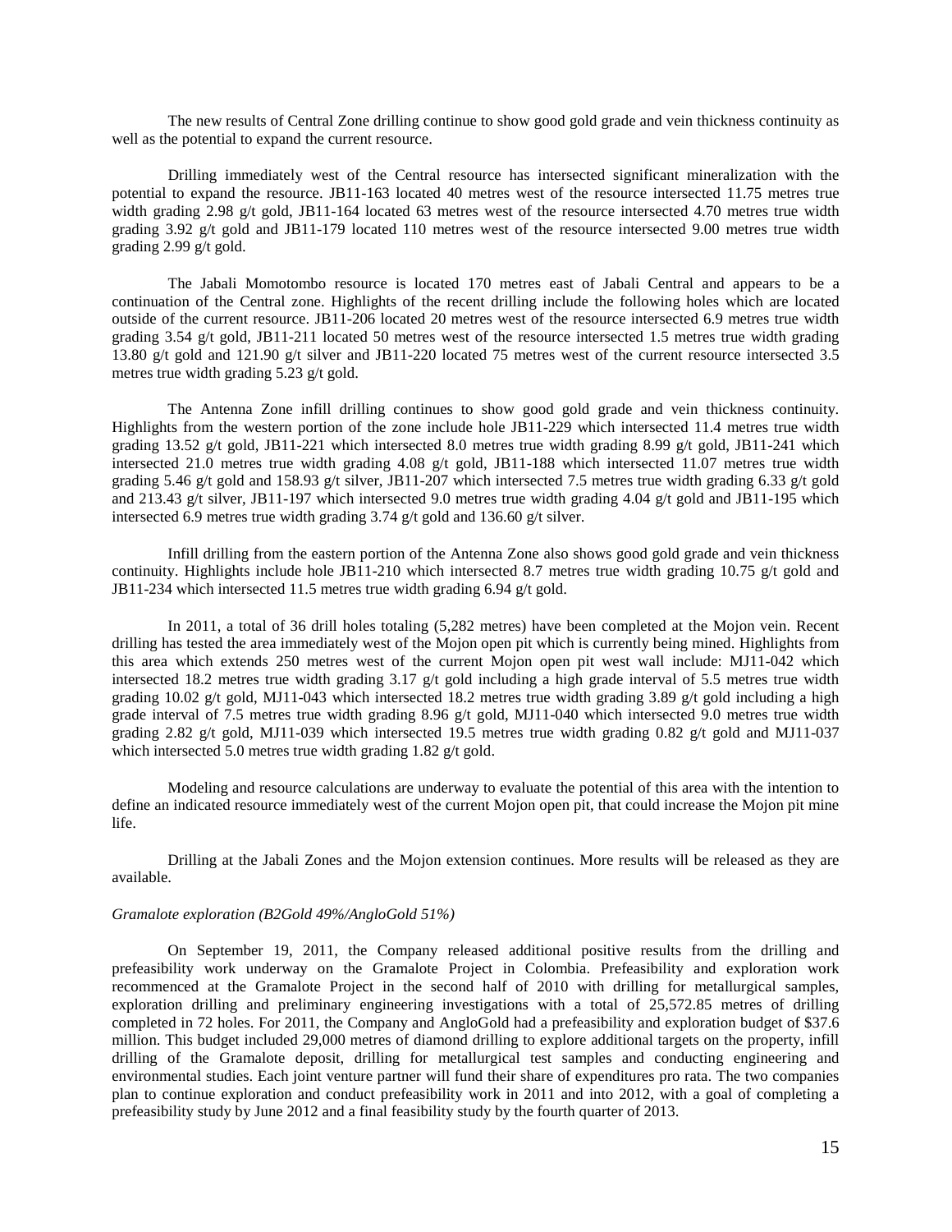The new results of Central Zone drilling continue to show good gold grade and vein thickness continuity as well as the potential to expand the current resource.

Drilling immediately west of the Central resource has intersected significant mineralization with the potential to expand the resource. JB11-163 located 40 metres west of the resource intersected 11.75 metres true width grading 2.98 g/t gold, JB11-164 located 63 metres west of the resource intersected 4.70 metres true width grading 3.92 g/t gold and JB11-179 located 110 metres west of the resource intersected 9.00 metres true width grading 2.99 g/t gold.

The Jabali Momotombo resource is located 170 metres east of Jabali Central and appears to be a continuation of the Central zone. Highlights of the recent drilling include the following holes which are located outside of the current resource. JB11-206 located 20 metres west of the resource intersected 6.9 metres true width grading 3.54 g/t gold, JB11-211 located 50 metres west of the resource intersected 1.5 metres true width grading 13.80 g/t gold and 121.90 g/t silver and JB11-220 located 75 metres west of the current resource intersected 3.5 metres true width grading 5.23 g/t gold.

The Antenna Zone infill drilling continues to show good gold grade and vein thickness continuity. Highlights from the western portion of the zone include hole JB11-229 which intersected 11.4 metres true width grading 13.52 g/t gold, JB11-221 which intersected 8.0 metres true width grading 8.99 g/t gold, JB11-241 which intersected 21.0 metres true width grading 4.08 g/t gold, JB11-188 which intersected 11.07 metres true width grading 5.46 g/t gold and 158.93 g/t silver, JB11-207 which intersected 7.5 metres true width grading 6.33 g/t gold and 213.43 g/t silver, JB11-197 which intersected 9.0 metres true width grading 4.04 g/t gold and JB11-195 which intersected 6.9 metres true width grading 3.74 g/t gold and 136.60 g/t silver.

Infill drilling from the eastern portion of the Antenna Zone also shows good gold grade and vein thickness continuity. Highlights include hole JB11-210 which intersected 8.7 metres true width grading 10.75 g/t gold and JB11-234 which intersected 11.5 metres true width grading 6.94 g/t gold.

In 2011, a total of 36 drill holes totaling (5,282 metres) have been completed at the Mojon vein. Recent drilling has tested the area immediately west of the Mojon open pit which is currently being mined. Highlights from this area which extends 250 metres west of the current Mojon open pit west wall include: MJ11-042 which intersected 18.2 metres true width grading 3.17 g/t gold including a high grade interval of 5.5 metres true width grading 10.02 g/t gold, MJ11-043 which intersected 18.2 metres true width grading 3.89 g/t gold including a high grade interval of 7.5 metres true width grading 8.96 g/t gold, MJ11-040 which intersected 9.0 metres true width grading 2.82 g/t gold, MJ11-039 which intersected 19.5 metres true width grading 0.82 g/t gold and MJ11-037 which intersected 5.0 metres true width grading 1.82 g/t gold.

Modeling and resource calculations are underway to evaluate the potential of this area with the intention to define an indicated resource immediately west of the current Mojon open pit, that could increase the Mojon pit mine life.

Drilling at the Jabali Zones and the Mojon extension continues. More results will be released as they are available.

*Gramalote exploration (B2Gold 49%/AngloGold 51%)*

On September 19, 2011, the Company released additional positive results from the drilling and prefeasibility work underway on the Gramalote Project in Colombia. Prefeasibility and exploration work recommenced at the Gramalote Project in the second half of 2010 with drilling for metallurgical samples, exploration drilling and preliminary engineering investigations with a total of 25,572.85 metres of drilling completed in 72 holes. For 2011, the Company and AngloGold had a prefeasibility and exploration budget of $37.6 million. This budget included 29,000 metres of diamond drilling to explore additional targets on the property, infill drilling of the Gramalote deposit, drilling for metallurgical test samples and conducting engineering and environmental studies. Each joint venture partner will fund their share of expenditures pro rata. The two companies plan to continue exploration and conduct prefeasibility work in 2011 and into 2012, with a goal of completing a prefeasibility study by June 2012 and a final feasibility study by the fourth quarter of 2013.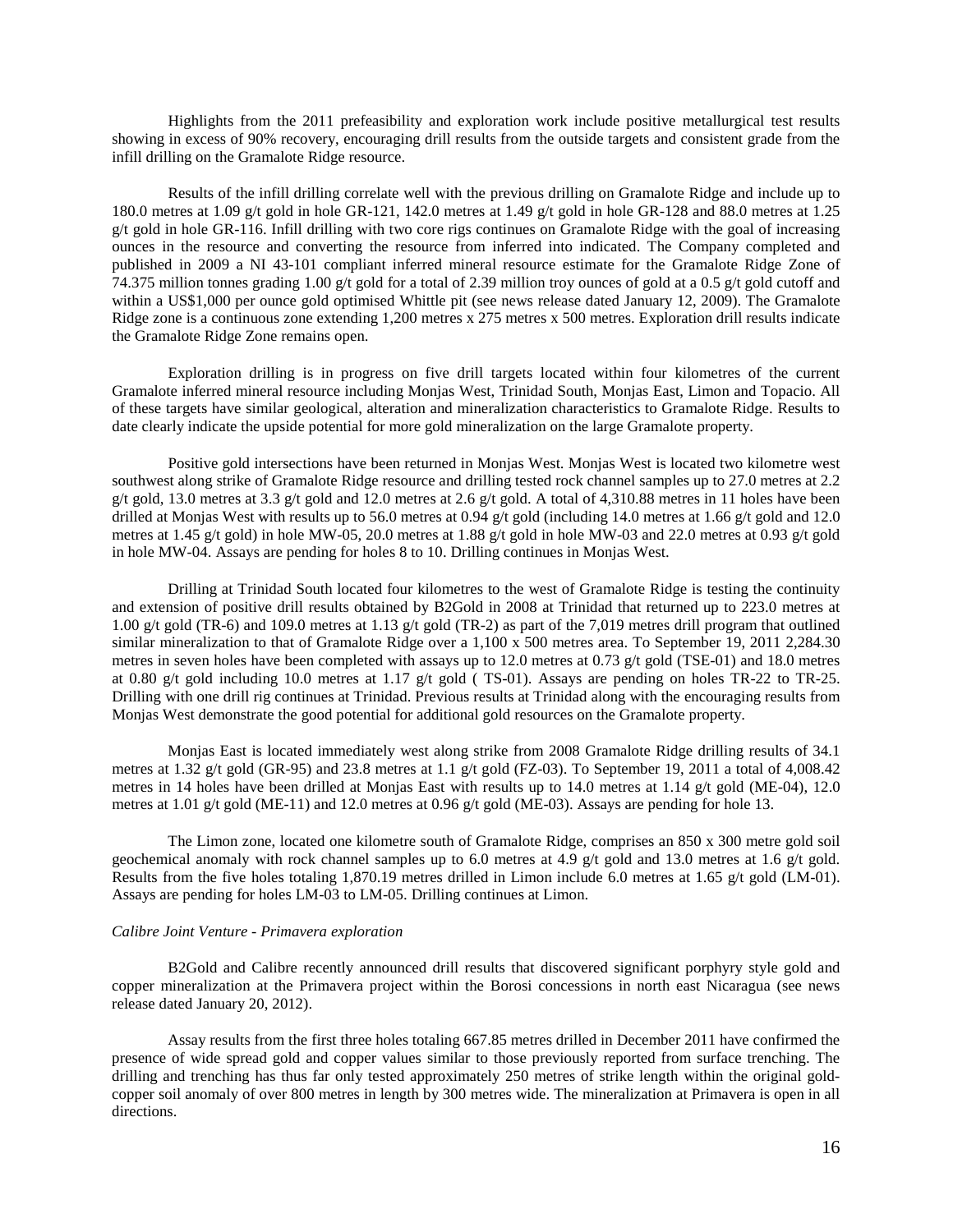Highlights from the 2011 prefeasibility and exploration work include positive metallurgical test results showing in excess of 90% recovery, encouraging drill results from the outside targets and consistent grade from the infill drilling on the Gramalote Ridge resource.

Results of the infill drilling correlate well with the previous drilling on Gramalote Ridge and include up to 180.0 metres at 1.09 g/t gold in hole GR-121, 142.0 metres at 1.49 g/t gold in hole GR-128 and 88.0 metres at 1.25 g/t gold in hole GR-116. Infill drilling with two core rigs continues on Gramalote Ridge with the goal of increasing ounces in the resource and converting the resource from inferred into indicated. The Company completed and published in 2009 a NI 43-101 compliant inferred mineral resource estimate for the Gramalote Ridge Zone of 74.375 million tonnes grading 1.00 g/t gold for a total of 2.39 million troy ounces of gold at a 0.5 g/t gold cutoff and within a US$1,000 per ounce gold optimised Whittle pit (see news release dated January 12, 2009). The Gramalote Ridge zone is a continuous zone extending 1,200 metres x 275 metres x 500 metres. Exploration drill results indicate the Gramalote Ridge Zone remains open.

Exploration drilling is in progress on five drill targets located within four kilometres of the current Gramalote inferred mineral resource including Monjas West, Trinidad South, Monjas East, Limon and Topacio. All of these targets have similar geological, alteration and mineralization characteristics to Gramalote Ridge. Results to date clearly indicate the upside potential for more gold mineralization on the large Gramalote property.

Positive gold intersections have been returned in Monjas West. Monjas West is located two kilometre west southwest along strike of Gramalote Ridge resource and drilling tested rock channel samples up to 27.0 metres at 2.2 g/t gold, 13.0 metres at 3.3 g/t gold and 12.0 metres at 2.6 g/t gold. A total of 4,310.88 metres in 11 holes have been drilled at Monjas West with results up to 56.0 metres at 0.94 g/t gold (including 14.0 metres at 1.66 g/t gold and 12.0 metres at 1.45 g/t gold) in hole MW-05, 20.0 metres at 1.88 g/t gold in hole MW-03 and 22.0 metres at 0.93 g/t gold in hole MW-04. Assays are pending for holes 8 to 10. Drilling continues in Monjas West.

Drilling at Trinidad South located four kilometres to the west of Gramalote Ridge is testing the continuity and extension of positive drill results obtained by B2Gold in 2008 at Trinidad that returned up to 223.0 metres at 1.00 g/t gold (TR-6) and 109.0 metres at 1.13 g/t gold (TR-2) as part of the 7,019 metres drill program that outlined similar mineralization to that of Gramalote Ridge over a 1,100 x 500 metres area. To September 19, 2011 2,284.30 metres in seven holes have been completed with assays up to 12.0 metres at 0.73 g/t gold (TSE-01) and 18.0 metres at 0.80 g/t gold including 10.0 metres at 1.17 g/t gold ( TS-01). Assays are pending on holes TR-22 to TR-25. Drilling with one drill rig continues at Trinidad. Previous results at Trinidad along with the encouraging results from Monjas West demonstrate the good potential for additional gold resources on the Gramalote property.

Monjas East is located immediately west along strike from 2008 Gramalote Ridge drilling results of 34.1 metres at 1.32 g/t gold (GR-95) and 23.8 metres at 1.1 g/t gold (FZ-03). To September 19, 2011 a total of 4,008.42 metres in 14 holes have been drilled at Monjas East with results up to 14.0 metres at 1.14 g/t gold (ME-04), 12.0 metres at 1.01 g/t gold (ME-11) and 12.0 metres at 0.96 g/t gold (ME-03). Assays are pending for hole 13.

The Limon zone, located one kilometre south of Gramalote Ridge, comprises an 850 x 300 metre gold soil geochemical anomaly with rock channel samples up to 6.0 metres at 4.9 g/t gold and 13.0 metres at 1.6 g/t gold. Results from the five holes totaling 1,870.19 metres drilled in Limon include 6.0 metres at 1.65 g/t gold (LM-01). Assays are pending for holes LM-03 to LM-05. Drilling continues at Limon.

*Calibre Joint Venture - Primavera exploration*

B2Gold and Calibre recently announced drill results that discovered significant porphyry style gold and copper mineralization at the Primavera project within the Borosi concessions in north east Nicaragua (see news release dated January 20, 2012).

Assay results from the first three holes totaling 667.85 metres drilled in December 2011 have confirmed the presence of wide spread gold and copper values similar to those previously reported from surface trenching. The drilling and trenching has thus far only tested approximately 250 metres of strike length within the original gold-copper soil anomaly of over 800 metres in length by 300 metres wide. The mineralization at Primavera is open in all directions.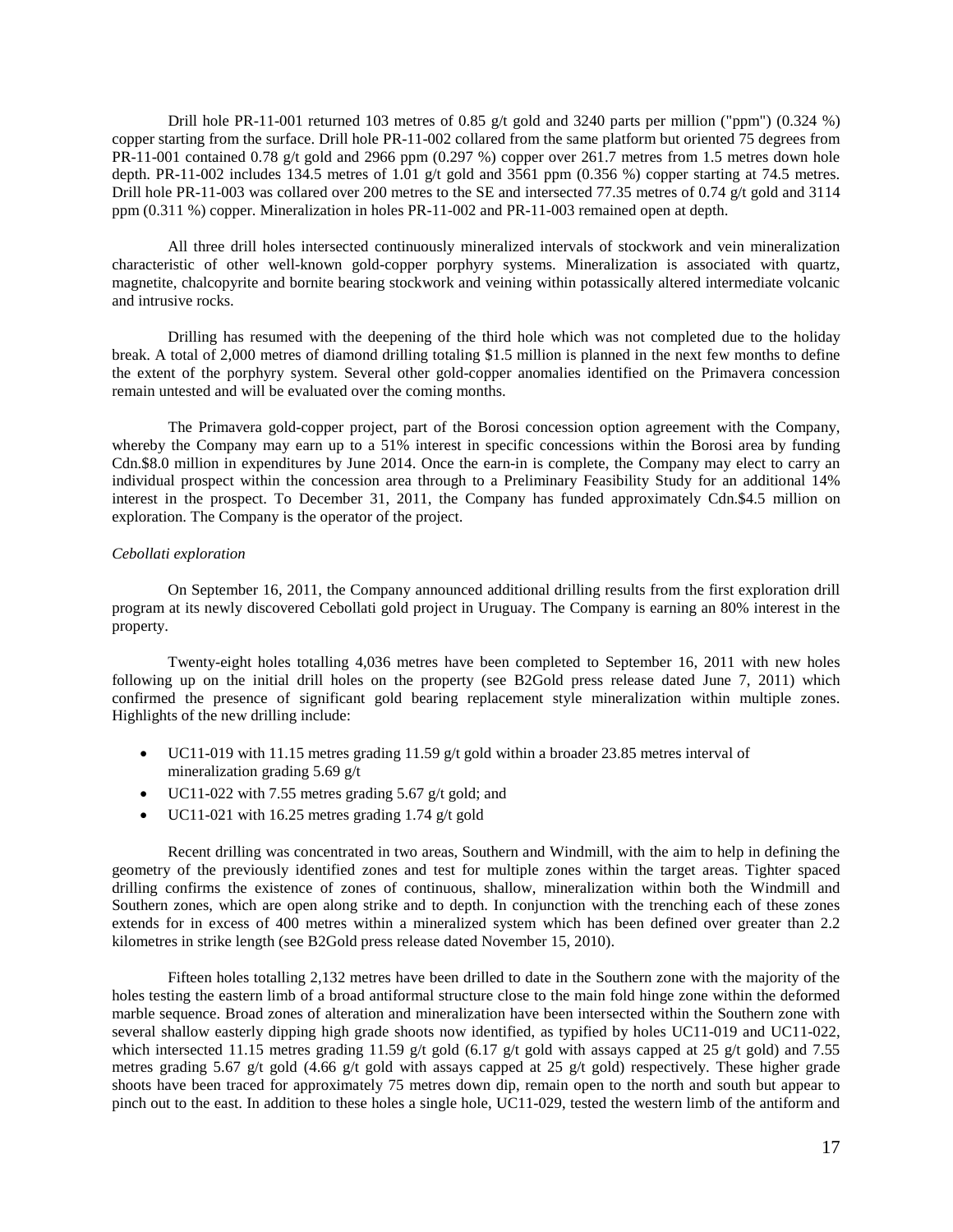Drill hole PR-11-001 returned 103 metres of 0.85 g/t gold and 3240 parts per million ("ppm") (0.324 %) copper starting from the surface. Drill hole PR-11-002 collared from the same platform but oriented 75 degrees from PR-11-001 contained 0.78 g/t gold and 2966 ppm (0.297 %) copper over 261.7 metres from 1.5 metres down hole depth. PR-11-002 includes 134.5 metres of 1.01 g/t gold and 3561 ppm (0.356 %) copper starting at 74.5 metres. Drill hole PR-11-003 was collared over 200 metres to the SE and intersected 77.35 metres of 0.74 g/t gold and 3114 ppm (0.311 %) copper. Mineralization in holes PR-11-002 and PR-11-003 remained open at depth.

All three drill holes intersected continuously mineralized intervals of stockwork and vein mineralization characteristic of other well-known gold-copper porphyry systems. Mineralization is associated with quartz, magnetite, chalcopyrite and bornite bearing stockwork and veining within potassically altered intermediate volcanic and intrusive rocks.

Drilling has resumed with the deepening of the third hole which was not completed due to the holiday break. A total of 2,000 metres of diamond drilling totaling $1.5 million is planned in the next few months to define the extent of the porphyry system. Several other gold-copper anomalies identified on the Primavera concession remain untested and will be evaluated over the coming months.

The Primavera gold-copper project, part of the Borosi concession option agreement with the Company, whereby the Company may earn up to a 51% interest in specific concessions within the Borosi area by funding Cdn.$8.0 million in expenditures by June 2014. Once the earn-in is complete, the Company may elect to carry an individual prospect within the concession area through to a Preliminary Feasibility Study for an additional 14% interest in the prospect. To December 31, 2011, the Company has funded approximately Cdn.$4.5 million on exploration. The Company is the operator of the project.

*Cebollati exploration*

On September 16, 2011, the Company announced additional drilling results from the first exploration drill program at its newly discovered Cebollati gold project in Uruguay. The Company is earning an 80% interest in the property.

Twenty-eight holes totalling 4,036 metres have been completed to September 16, 2011 with new holes following up on the initial drill holes on the property (see B2Gold press release dated June 7, 2011) which confirmed the presence of significant gold bearing replacement style mineralization within multiple zones. Highlights of the new drilling include:

- UC11-019 with 11.15 metres grading 11.59 g/t gold within a broader 23.85 metres interval of mineralization grading 5.69 g/t
- UC11-022 with 7.55 metres grading 5.67 g/t gold; and
- UC11-021 with 16.25 metres grading 1.74 g/t gold

Recent drilling was concentrated in two areas, Southern and Windmill, with the aim to help in defining the geometry of the previously identified zones and test for multiple zones within the target areas. Tighter spaced drilling confirms the existence of zones of continuous, shallow, mineralization within both the Windmill and Southern zones, which are open along strike and to depth. In conjunction with the trenching each of these zones extends for in excess of 400 metres within a mineralized system which has been defined over greater than 2.2 kilometres in strike length (see B2Gold press release dated November 15, 2010).

Fifteen holes totalling 2,132 metres have been drilled to date in the Southern zone with the majority of the holes testing the eastern limb of a broad antiformal structure close to the main fold hinge zone within the deformed marble sequence. Broad zones of alteration and mineralization have been intersected within the Southern zone with several shallow easterly dipping high grade shoots now identified, as typified by holes UC11-019 and UC11-022, which intersected 11.15 metres grading 11.59 g/t gold (6.17 g/t gold with assays capped at 25 g/t gold) and 7.55 metres grading 5.67 g/t gold (4.66 g/t gold with assays capped at 25 g/t gold) respectively. These higher grade shoots have been traced for approximately 75 metres down dip, remain open to the north and south but appear to pinch out to the east. In addition to these holes a single hole, UC11-029, tested the western limb of the antiform and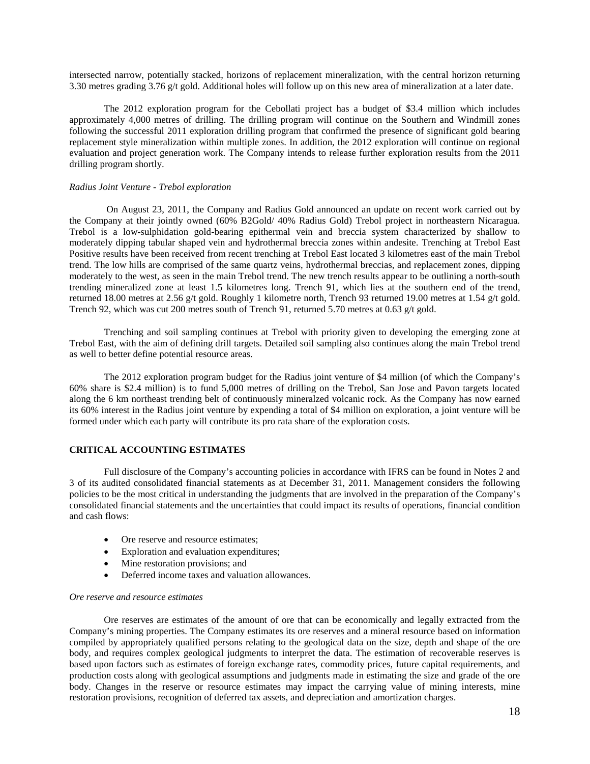intersected narrow, potentially stacked, horizons of replacement mineralization, with the central horizon returning 3.30 metres grading 3.76 g/t gold. Additional holes will follow up on this new area of mineralization at a later date.

The 2012 exploration program for the Cebollati project has a budget of $3.4 million which includes approximately 4,000 metres of drilling. The drilling program will continue on the Southern and Windmill zones following the successful 2011 exploration drilling program that confirmed the presence of significant gold bearing replacement style mineralization within multiple zones. In addition, the 2012 exploration will continue on regional evaluation and project generation work. The Company intends to release further exploration results from the 2011 drilling program shortly.

*Radius Joint Venture - Trebol exploration*

On August 23, 2011, the Company and Radius Gold announced an update on recent work carried out by the Company at their jointly owned (60% B2Gold/ 40% Radius Gold) Trebol project in northeastern Nicaragua. Trebol is a low-sulphidation gold-bearing epithermal vein and breccia system characterized by shallow to moderately dipping tabular shaped vein and hydrothermal breccia zones within andesite. Trenching at Trebol East Positive results have been received from recent trenching at Trebol East located 3 kilometres east of the main Trebol trend. The low hills are comprised of the same quartz veins, hydrothermal breccias, and replacement zones, dipping moderately to the west, as seen in the main Trebol trend. The new trench results appear to be outlining a north-south trending mineralized zone at least 1.5 kilometres long. Trench 91, which lies at the southern end of the trend, returned 18.00 metres at 2.56 g/t gold. Roughly 1 kilometre north, Trench 93 returned 19.00 metres at 1.54 g/t gold. Trench 92, which was cut 200 metres south of Trench 91, returned 5.70 metres at 0.63 g/t gold.

Trenching and soil sampling continues at Trebol with priority given to developing the emerging zone at Trebol East, with the aim of defining drill targets. Detailed soil sampling also continues along the main Trebol trend as well to better define potential resource areas.

The 2012 exploration program budget for the Radius joint venture of $4 million (of which the Company's 60% share is $2.4 million) is to fund 5,000 metres of drilling on the Trebol, San Jose and Pavon targets located along the 6 km northeast trending belt of continuously mineralzed volcanic rock. As the Company has now earned its 60% interest in the Radius joint venture by expending a total of $4 million on exploration, a joint venture will be formed under which each party will contribute its pro rata share of the exploration costs.

## CRITICAL ACCOUNTING ESTIMATES

Full disclosure of the Company's accounting policies in accordance with IFRS can be found in Notes 2 and 3 of its audited consolidated financial statements as at December 31, 2011. Management considers the following policies to be the most critical in understanding the judgments that are involved in the preparation of the Company's consolidated financial statements and the uncertainties that could impact its results of operations, financial condition and cash flows:

- Ore reserve and resource estimates;
- Exploration and evaluation expenditures;
- Mine restoration provisions; and
- Deferred income taxes and valuation allowances.

*Ore reserve and resource estimates*

Ore reserves are estimates of the amount of ore that can be economically and legally extracted from the Company's mining properties. The Company estimates its ore reserves and a mineral resource based on information compiled by appropriately qualified persons relating to the geological data on the size, depth and shape of the ore body, and requires complex geological judgments to interpret the data. The estimation of recoverable reserves is based upon factors such as estimates of foreign exchange rates, commodity prices, future capital requirements, and production costs along with geological assumptions and judgments made in estimating the size and grade of the ore body. Changes in the reserve or resource estimates may impact the carrying value of mining interests, mine restoration provisions, recognition of deferred tax assets, and depreciation and amortization charges.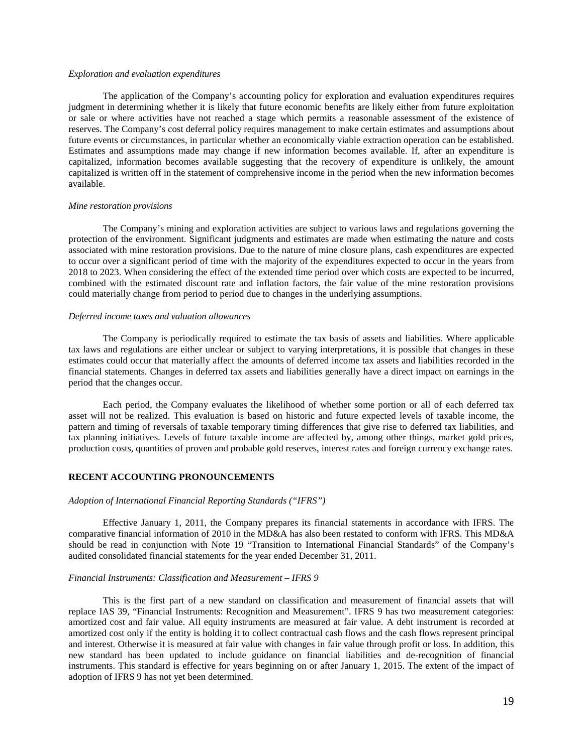*Exploration and evaluation expenditures*

The application of the Company's accounting policy for exploration and evaluation expenditures requires judgment in determining whether it is likely that future economic benefits are likely either from future exploitation or sale or where activities have not reached a stage which permits a reasonable assessment of the existence of reserves. The Company's cost deferral policy requires management to make certain estimates and assumptions about future events or circumstances, in particular whether an economically viable extraction operation can be established. Estimates and assumptions made may change if new information becomes available. If, after an expenditure is capitalized, information becomes available suggesting that the recovery of expenditure is unlikely, the amount capitalized is written off in the statement of comprehensive income in the period when the new information becomes available.

*Mine restoration provisions*

The Company's mining and exploration activities are subject to various laws and regulations governing the protection of the environment. Significant judgments and estimates are made when estimating the nature and costs associated with mine restoration provisions. Due to the nature of mine closure plans, cash expenditures are expected to occur over a significant period of time with the majority of the expenditures expected to occur in the years from 2018 to 2023. When considering the effect of the extended time period over which costs are expected to be incurred, combined with the estimated discount rate and inflation factors, the fair value of the mine restoration provisions could materially change from period to period due to changes in the underlying assumptions.

*Deferred income taxes and valuation allowances*

The Company is periodically required to estimate the tax basis of assets and liabilities. Where applicable tax laws and regulations are either unclear or subject to varying interpretations, it is possible that changes in these estimates could occur that materially affect the amounts of deferred income tax assets and liabilities recorded in the financial statements. Changes in deferred tax assets and liabilities generally have a direct impact on earnings in the period that the changes occur.

Each period, the Company evaluates the likelihood of whether some portion or all of each deferred tax asset will not be realized. This evaluation is based on historic and future expected levels of taxable income, the pattern and timing of reversals of taxable temporary timing differences that give rise to deferred tax liabilities, and tax planning initiatives. Levels of future taxable income are affected by, among other things, market gold prices, production costs, quantities of proven and probable gold reserves, interest rates and foreign currency exchange rates.

## RECENT ACCOUNTING PRONOUNCEMENTS

*Adoption of International Financial Reporting Standards ("IFRS")*

Effective January 1, 2011, the Company prepares its financial statements in accordance with IFRS. The comparative financial information of 2010 in the MD&A has also been restated to conform with IFRS. This MD&A should be read in conjunction with Note 19 "Transition to International Financial Standards" of the Company's audited consolidated financial statements for the year ended December 31, 2011.

*Financial Instruments: Classification and Measurement – IFRS 9*

This is the first part of a new standard on classification and measurement of financial assets that will replace IAS 39, "Financial Instruments: Recognition and Measurement". IFRS 9 has two measurement categories: amortized cost and fair value. All equity instruments are measured at fair value. A debt instrument is recorded at amortized cost only if the entity is holding it to collect contractual cash flows and the cash flows represent principal and interest. Otherwise it is measured at fair value with changes in fair value through profit or loss. In addition, this new standard has been updated to include guidance on financial liabilities and de-recognition of financial instruments. This standard is effective for years beginning on or after January 1, 2015. The extent of the impact of adoption of IFRS 9 has not yet been determined.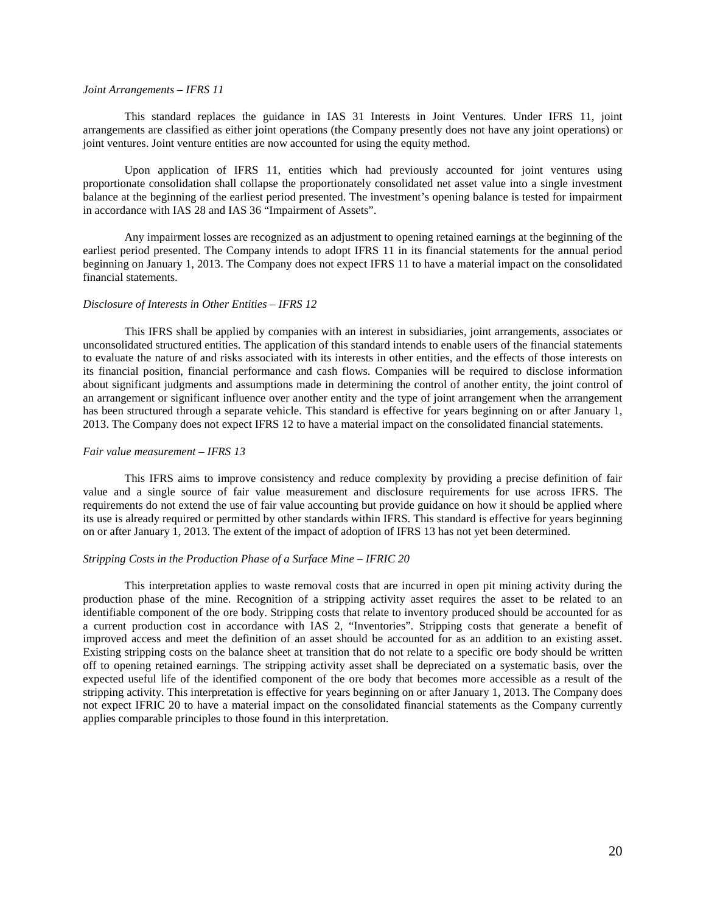*Joint Arrangements – IFRS 11*

This standard replaces the guidance in IAS 31 Interests in Joint Ventures. Under IFRS 11, joint arrangements are classified as either joint operations (the Company presently does not have any joint operations) or joint ventures. Joint venture entities are now accounted for using the equity method.

Upon application of IFRS 11, entities which had previously accounted for joint ventures using proportionate consolidation shall collapse the proportionately consolidated net asset value into a single investment balance at the beginning of the earliest period presented. The investment's opening balance is tested for impairment in accordance with IAS 28 and IAS 36 "Impairment of Assets".

Any impairment losses are recognized as an adjustment to opening retained earnings at the beginning of the earliest period presented. The Company intends to adopt IFRS 11 in its financial statements for the annual period beginning on January 1, 2013. The Company does not expect IFRS 11 to have a material impact on the consolidated financial statements.

*Disclosure of Interests in Other Entities – IFRS 12*

This IFRS shall be applied by companies with an interest in subsidiaries, joint arrangements, associates or unconsolidated structured entities. The application of this standard intends to enable users of the financial statements to evaluate the nature of and risks associated with its interests in other entities, and the effects of those interests on its financial position, financial performance and cash flows. Companies will be required to disclose information about significant judgments and assumptions made in determining the control of another entity, the joint control of an arrangement or significant influence over another entity and the type of joint arrangement when the arrangement has been structured through a separate vehicle. This standard is effective for years beginning on or after January 1, 2013. The Company does not expect IFRS 12 to have a material impact on the consolidated financial statements.

*Fair value measurement – IFRS 13*

This IFRS aims to improve consistency and reduce complexity by providing a precise definition of fair value and a single source of fair value measurement and disclosure requirements for use across IFRS. The requirements do not extend the use of fair value accounting but provide guidance on how it should be applied where its use is already required or permitted by other standards within IFRS. This standard is effective for years beginning on or after January 1, 2013. The extent of the impact of adoption of IFRS 13 has not yet been determined.

*Stripping Costs in the Production Phase of a Surface Mine – IFRIC 20*

This interpretation applies to waste removal costs that are incurred in open pit mining activity during the production phase of the mine. Recognition of a stripping activity asset requires the asset to be related to an identifiable component of the ore body. Stripping costs that relate to inventory produced should be accounted for as a current production cost in accordance with IAS 2, "Inventories". Stripping costs that generate a benefit of improved access and meet the definition of an asset should be accounted for as an addition to an existing asset. Existing stripping costs on the balance sheet at transition that do not relate to a specific ore body should be written off to opening retained earnings. The stripping activity asset shall be depreciated on a systematic basis, over the expected useful life of the identified component of the ore body that becomes more accessible as a result of the stripping activity. This interpretation is effective for years beginning on or after January 1, 2013. The Company does not expect IFRIC 20 to have a material impact on the consolidated financial statements as the Company currently applies comparable principles to those found in this interpretation.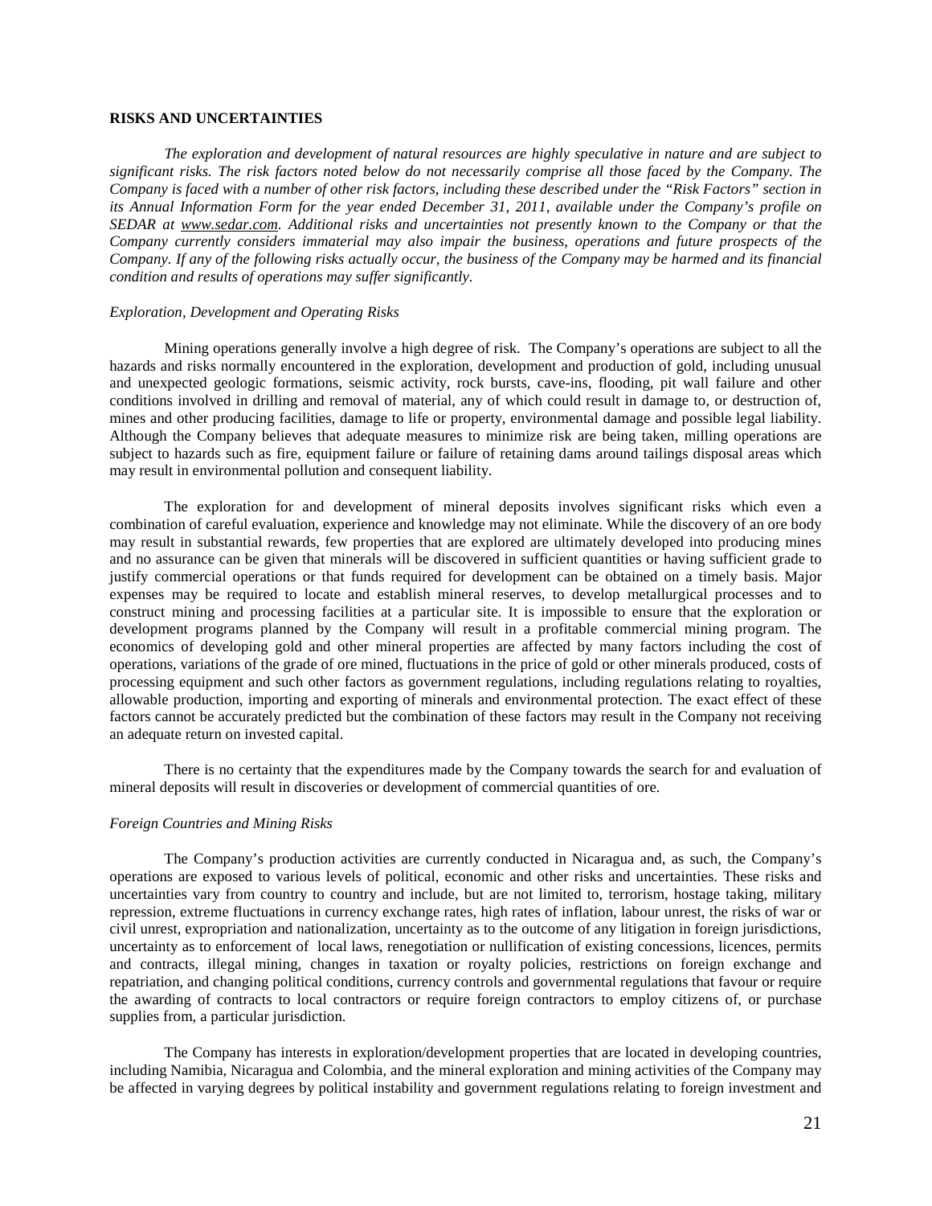## RISKS AND UNCERTAINTIES

*The exploration and development of natural resources are highly speculative in nature and are subject to significant risks. The risk factors noted below do not necessarily comprise all those faced by the Company. The Company is faced with a number of other risk factors, including these described under the "Risk Factors" section in its Annual Information Form for the year ended December 31, 2011, available under the Company's profile on SEDAR at www.sedar.com. Additional risks and uncertainties not presently known to the Company or that the Company currently considers immaterial may also impair the business, operations and future prospects of the Company. If any of the following risks actually occur, the business of the Company may be harmed and its financial condition and results of operations may suffer significantly.*

*Exploration, Development and Operating Risks*

Mining operations generally involve a high degree of risk. The Company's operations are subject to all the hazards and risks normally encountered in the exploration, development and production of gold, including unusual and unexpected geologic formations, seismic activity, rock bursts, cave-ins, flooding, pit wall failure and other conditions involved in drilling and removal of material, any of which could result in damage to, or destruction of, mines and other producing facilities, damage to life or property, environmental damage and possible legal liability. Although the Company believes that adequate measures to minimize risk are being taken, milling operations are subject to hazards such as fire, equipment failure or failure of retaining dams around tailings disposal areas which may result in environmental pollution and consequent liability.

The exploration for and development of mineral deposits involves significant risks which even a combination of careful evaluation, experience and knowledge may not eliminate. While the discovery of an ore body may result in substantial rewards, few properties that are explored are ultimately developed into producing mines and no assurance can be given that minerals will be discovered in sufficient quantities or having sufficient grade to justify commercial operations or that funds required for development can be obtained on a timely basis. Major expenses may be required to locate and establish mineral reserves, to develop metallurgical processes and to construct mining and processing facilities at a particular site. It is impossible to ensure that the exploration or development programs planned by the Company will result in a profitable commercial mining program. The economics of developing gold and other mineral properties are affected by many factors including the cost of operations, variations of the grade of ore mined, fluctuations in the price of gold or other minerals produced, costs of processing equipment and such other factors as government regulations, including regulations relating to royalties, allowable production, importing and exporting of minerals and environmental protection. The exact effect of these factors cannot be accurately predicted but the combination of these factors may result in the Company not receiving an adequate return on invested capital.

There is no certainty that the expenditures made by the Company towards the search for and evaluation of mineral deposits will result in discoveries or development of commercial quantities of ore.

*Foreign Countries and Mining Risks*

The Company's production activities are currently conducted in Nicaragua and, as such, the Company's operations are exposed to various levels of political, economic and other risks and uncertainties. These risks and uncertainties vary from country to country and include, but are not limited to, terrorism, hostage taking, military repression, extreme fluctuations in currency exchange rates, high rates of inflation, labour unrest, the risks of war or civil unrest, expropriation and nationalization, uncertainty as to the outcome of any litigation in foreign jurisdictions, uncertainty as to enforcement of local laws, renegotiation or nullification of existing concessions, licences, permits and contracts, illegal mining, changes in taxation or royalty policies, restrictions on foreign exchange and repatriation, and changing political conditions, currency controls and governmental regulations that favour or require the awarding of contracts to local contractors or require foreign contractors to employ citizens of, or purchase supplies from, a particular jurisdiction.

The Company has interests in exploration/development properties that are located in developing countries, including Namibia, Nicaragua and Colombia, and the mineral exploration and mining activities of the Company may be affected in varying degrees by political instability and government regulations relating to foreign investment and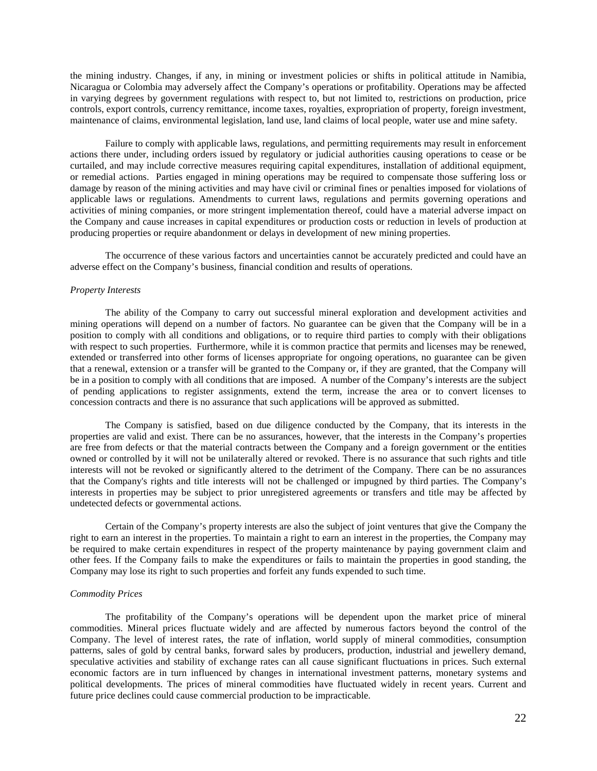the mining industry. Changes, if any, in mining or investment policies or shifts in political attitude in Namibia, Nicaragua or Colombia may adversely affect the Company's operations or profitability. Operations may be affected in varying degrees by government regulations with respect to, but not limited to, restrictions on production, price controls, export controls, currency remittance, income taxes, royalties, expropriation of property, foreign investment, maintenance of claims, environmental legislation, land use, land claims of local people, water use and mine safety.

Failure to comply with applicable laws, regulations, and permitting requirements may result in enforcement actions there under, including orders issued by regulatory or judicial authorities causing operations to cease or be curtailed, and may include corrective measures requiring capital expenditures, installation of additional equipment, or remedial actions. Parties engaged in mining operations may be required to compensate those suffering loss or damage by reason of the mining activities and may have civil or criminal fines or penalties imposed for violations of applicable laws or regulations. Amendments to current laws, regulations and permits governing operations and activities of mining companies, or more stringent implementation thereof, could have a material adverse impact on the Company and cause increases in capital expenditures or production costs or reduction in levels of production at producing properties or require abandonment or delays in development of new mining properties.

The occurrence of these various factors and uncertainties cannot be accurately predicted and could have an adverse effect on the Company's business, financial condition and results of operations.

*Property Interests*

The ability of the Company to carry out successful mineral exploration and development activities and mining operations will depend on a number of factors. No guarantee can be given that the Company will be in a position to comply with all conditions and obligations, or to require third parties to comply with their obligations with respect to such properties. Furthermore, while it is common practice that permits and licenses may be renewed, extended or transferred into other forms of licenses appropriate for ongoing operations, no guarantee can be given that a renewal, extension or a transfer will be granted to the Company or, if they are granted, that the Company will be in a position to comply with all conditions that are imposed. A number of the Company's interests are the subject of pending applications to register assignments, extend the term, increase the area or to convert licenses to concession contracts and there is no assurance that such applications will be approved as submitted.

The Company is satisfied, based on due diligence conducted by the Company, that its interests in the properties are valid and exist. There can be no assurances, however, that the interests in the Company's properties are free from defects or that the material contracts between the Company and a foreign government or the entities owned or controlled by it will not be unilaterally altered or revoked. There is no assurance that such rights and title interests will not be revoked or significantly altered to the detriment of the Company. There can be no assurances that the Company's rights and title interests will not be challenged or impugned by third parties. The Company's interests in properties may be subject to prior unregistered agreements or transfers and title may be affected by undetected defects or governmental actions.

Certain of the Company's property interests are also the subject of joint ventures that give the Company the right to earn an interest in the properties. To maintain a right to earn an interest in the properties, the Company may be required to make certain expenditures in respect of the property maintenance by paying government claim and other fees. If the Company fails to make the expenditures or fails to maintain the properties in good standing, the Company may lose its right to such properties and forfeit any funds expended to such time.

*Commodity Prices*

The profitability of the Company's operations will be dependent upon the market price of mineral commodities. Mineral prices fluctuate widely and are affected by numerous factors beyond the control of the Company. The level of interest rates, the rate of inflation, world supply of mineral commodities, consumption patterns, sales of gold by central banks, forward sales by producers, production, industrial and jewellery demand, speculative activities and stability of exchange rates can all cause significant fluctuations in prices. Such external economic factors are in turn influenced by changes in international investment patterns, monetary systems and political developments. The prices of mineral commodities have fluctuated widely in recent years. Current and future price declines could cause commercial production to be impracticable.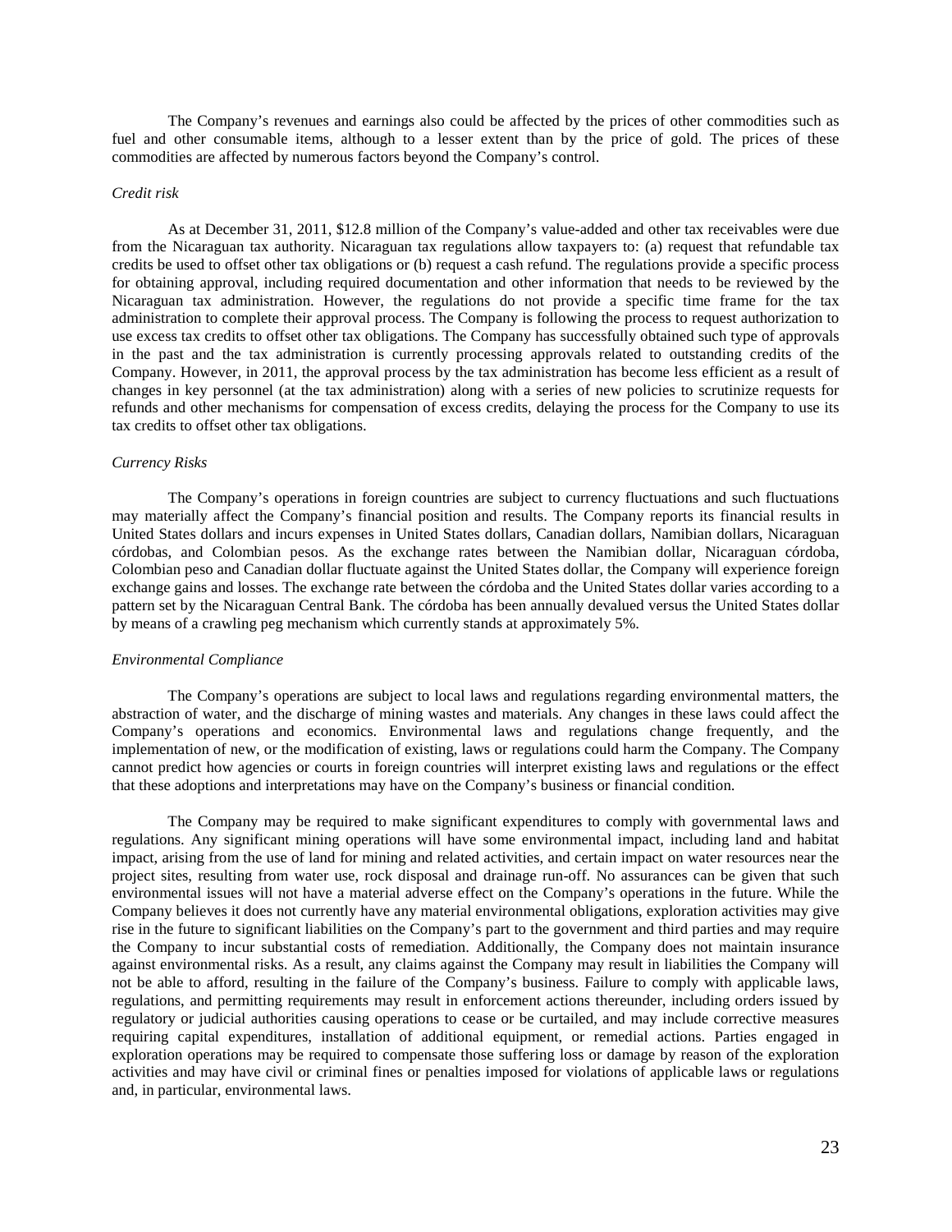The Company's revenues and earnings also could be affected by the prices of other commodities such as fuel and other consumable items, although to a lesser extent than by the price of gold. The prices of these commodities are affected by numerous factors beyond the Company's control.

*Credit risk*

As at December 31, 2011, $12.8 million of the Company's value-added and other tax receivables were due from the Nicaraguan tax authority. Nicaraguan tax regulations allow taxpayers to: (a) request that refundable tax credits be used to offset other tax obligations or (b) request a cash refund. The regulations provide a specific process for obtaining approval, including required documentation and other information that needs to be reviewed by the Nicaraguan tax administration. However, the regulations do not provide a specific time frame for the tax administration to complete their approval process. The Company is following the process to request authorization to use excess tax credits to offset other tax obligations. The Company has successfully obtained such type of approvals in the past and the tax administration is currently processing approvals related to outstanding credits of the Company. However, in 2011, the approval process by the tax administration has become less efficient as a result of changes in key personnel (at the tax administration) along with a series of new policies to scrutinize requests for refunds and other mechanisms for compensation of excess credits, delaying the process for the Company to use its tax credits to offset other tax obligations.

*Currency Risks*

The Company's operations in foreign countries are subject to currency fluctuations and such fluctuations may materially affect the Company's financial position and results. The Company reports its financial results in United States dollars and incurs expenses in United States dollars, Canadian dollars, Namibian dollars, Nicaraguan córdobas, and Colombian pesos. As the exchange rates between the Namibian dollar, Nicaraguan córdoba, Colombian peso and Canadian dollar fluctuate against the United States dollar, the Company will experience foreign exchange gains and losses. The exchange rate between the córdoba and the United States dollar varies according to a pattern set by the Nicaraguan Central Bank. The córdoba has been annually devalued versus the United States dollar by means of a crawling peg mechanism which currently stands at approximately 5%.

*Environmental Compliance*

The Company's operations are subject to local laws and regulations regarding environmental matters, the abstraction of water, and the discharge of mining wastes and materials. Any changes in these laws could affect the Company's operations and economics. Environmental laws and regulations change frequently, and the implementation of new, or the modification of existing, laws or regulations could harm the Company. The Company cannot predict how agencies or courts in foreign countries will interpret existing laws and regulations or the effect that these adoptions and interpretations may have on the Company's business or financial condition.

The Company may be required to make significant expenditures to comply with governmental laws and regulations. Any significant mining operations will have some environmental impact, including land and habitat impact, arising from the use of land for mining and related activities, and certain impact on water resources near the project sites, resulting from water use, rock disposal and drainage run-off. No assurances can be given that such environmental issues will not have a material adverse effect on the Company's operations in the future. While the Company believes it does not currently have any material environmental obligations, exploration activities may give rise in the future to significant liabilities on the Company's part to the government and third parties and may require the Company to incur substantial costs of remediation. Additionally, the Company does not maintain insurance against environmental risks. As a result, any claims against the Company may result in liabilities the Company will not be able to afford, resulting in the failure of the Company's business. Failure to comply with applicable laws, regulations, and permitting requirements may result in enforcement actions thereunder, including orders issued by regulatory or judicial authorities causing operations to cease or be curtailed, and may include corrective measures requiring capital expenditures, installation of additional equipment, or remedial actions. Parties engaged in exploration operations may be required to compensate those suffering loss or damage by reason of the exploration activities and may have civil or criminal fines or penalties imposed for violations of applicable laws or regulations and, in particular, environmental laws.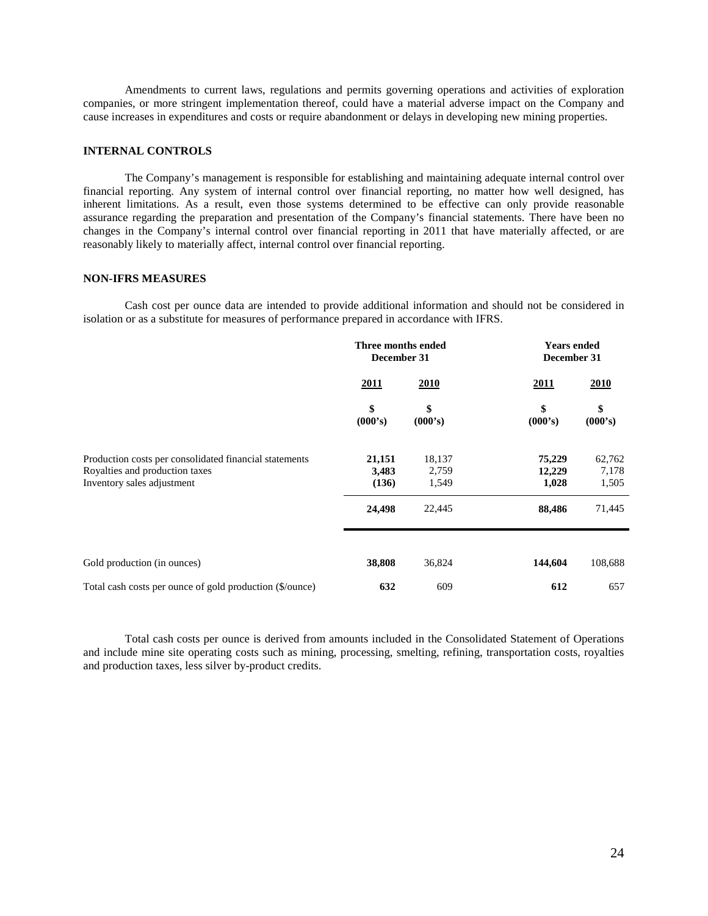Amendments to current laws, regulations and permits governing operations and activities of exploration companies, or more stringent implementation thereof, could have a material adverse impact on the Company and cause increases in expenditures and costs or require abandonment or delays in developing new mining properties.

## INTERNAL CONTROLS

The Company's management is responsible for establishing and maintaining adequate internal control over financial reporting. Any system of internal control over financial reporting, no matter how well designed, has inherent limitations. As a result, even those systems determined to be effective can only provide reasonable assurance regarding the preparation and presentation of the Company's financial statements. There have been no changes in the Company's internal control over financial reporting in 2011 that have materially affected, or are reasonably likely to materially affect, internal control over financial reporting.

## NON-IFRS MEASURES

Cash cost per ounce data are intended to provide additional information and should not be considered in isolation or as a substitute for measures of performance prepared in accordance with IFRS.

| | **Three months ended December 31** | | **Years ended December 31** | |
|---|---|---|---|---|
| | **2011** | **2010** | **2011** | **2010** |
| | **$ (000's)** | **$ (000's)** | **$ (000's)** | **$ (000's)** |
| Production costs per consolidated financial statements | **21,151** | 18,137 | **75,229** | 62,762 |
| Royalties and production taxes | **3,483** | 2,759 | **12,229** | 7,178 |
| Inventory sales adjustment | **(136)** | 1,549 | **1,028** | 1,505 |
| | **24,498** | 22,445 | **88,486** | 71,445 |
| Gold production (in ounces) | **38,808** | 36,824 | **144,604** | 108,688 |
| Total cash costs per ounce of gold production ($/ounce) | **632** | 609 | **612** | 657 |

Total cash costs per ounce is derived from amounts included in the Consolidated Statement of Operations and include mine site operating costs such as mining, processing, smelting, refining, transportation costs, royalties and production taxes, less silver by-product credits.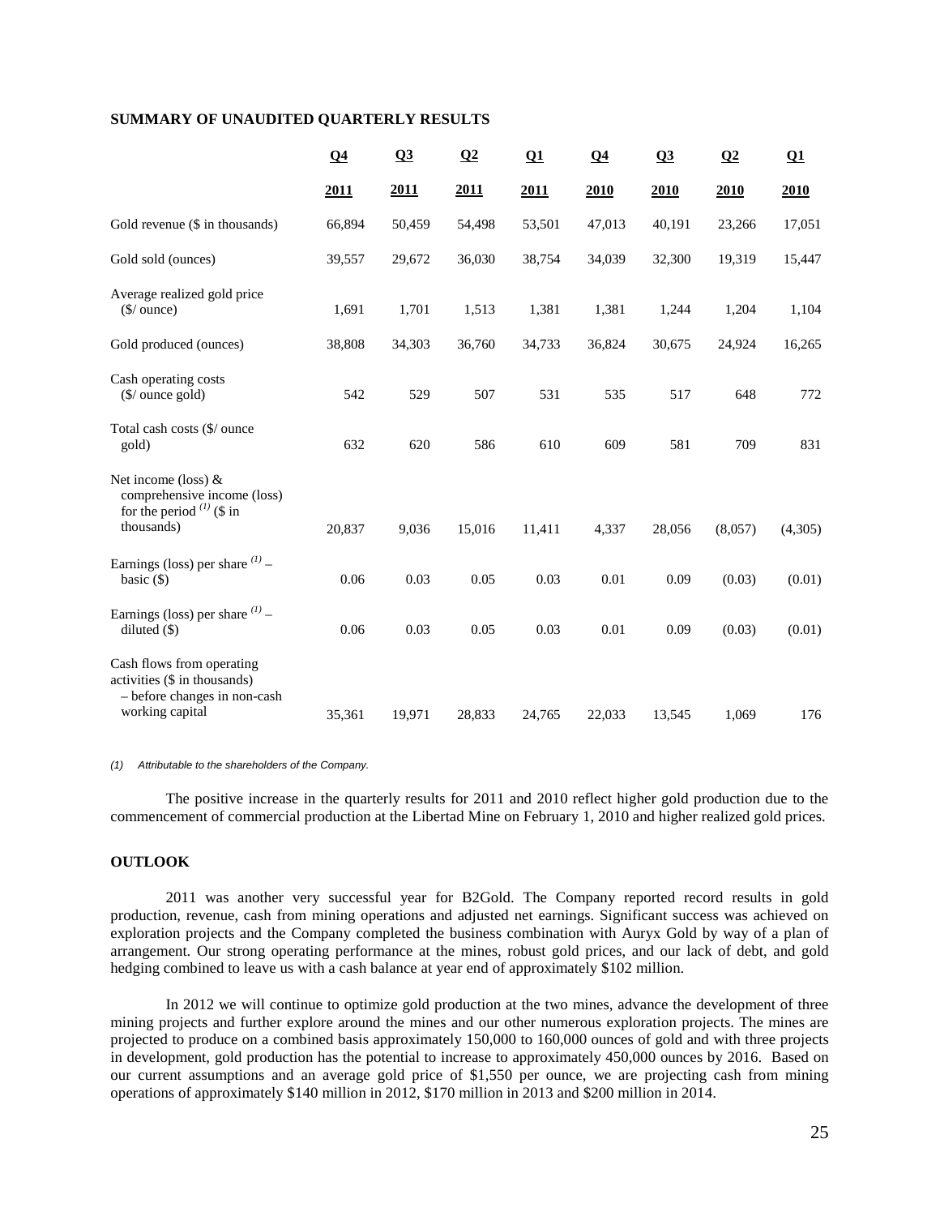## SUMMARY OF UNAUDITED QUARTERLY RESULTS

| | Q4 2011 | Q3 2011 | Q2 2011 | Q1 2011 | Q4 2010 | Q3 2010 | Q2 2010 | Q1 2010 |
|---|---|---|---|---|---|---|---|---|
| Gold revenue ($ in thousands) | 66,894 | 50,459 | 54,498 | 53,501 | 47,013 | 40,191 | 23,266 | 17,051 |
| Gold sold (ounces) | 39,557 | 29,672 | 36,030 | 38,754 | 34,039 | 32,300 | 19,319 | 15,447 |
| Average realized gold price ($/ ounce) | 1,691 | 1,701 | 1,513 | 1,381 | 1,381 | 1,244 | 1,204 | 1,104 |
| Gold produced (ounces) | 38,808 | 34,303 | 36,760 | 34,733 | 36,824 | 30,675 | 24,924 | 16,265 |
| Cash operating costs ($/ ounce gold) | 542 | 529 | 507 | 531 | 535 | 517 | 648 | 772 |
| Total cash costs ($/ ounce gold) | 632 | 620 | 586 | 610 | 609 | 581 | 709 | 831 |
| Net income (loss) & comprehensive income (loss) for the period [(1)] ($ in thousands) | 20,837 | 9,036 | 15,016 | 11,411 | 4,337 | 28,056 | (8,057) | (4,305) |
| Earnings (loss) per share [(1)] – basic ($) | 0.06 | 0.03 | 0.05 | 0.03 | 0.01 | 0.09 | (0.03) | (0.01) |
| Earnings (loss) per share [(1)] – diluted ($) | 0.06 | 0.03 | 0.05 | 0.03 | 0.01 | 0.09 | (0.03) | (0.01) |
| Cash flows from operating activities ($ in thousands) – before changes in non-cash working capital | 35,361 | 19,971 | 28,833 | 24,765 | 22,033 | 13,545 | 1,069 | 176 |

*(1) Attributable to the shareholders of the Company.*

The positive increase in the quarterly results for 2011 and 2010 reflect higher gold production due to the commencement of commercial production at the Libertad Mine on February 1, 2010 and higher realized gold prices.

## OUTLOOK

2011 was another very successful year for B2Gold. The Company reported record results in gold production, revenue, cash from mining operations and adjusted net earnings. Significant success was achieved on exploration projects and the Company completed the business combination with Auryx Gold by way of a plan of arrangement. Our strong operating performance at the mines, robust gold prices, and our lack of debt, and gold hedging combined to leave us with a cash balance at year end of approximately $102 million.

In 2012 we will continue to optimize gold production at the two mines, advance the development of three mining projects and further explore around the mines and our other numerous exploration projects. The mines are projected to produce on a combined basis approximately 150,000 to 160,000 ounces of gold and with three projects in development, gold production has the potential to increase to approximately 450,000 ounces by 2016. Based on our current assumptions and an average gold price of $1,550 per ounce, we are projecting cash from mining operations of approximately $140 million in 2012, $170 million in 2013 and $200 million in 2014.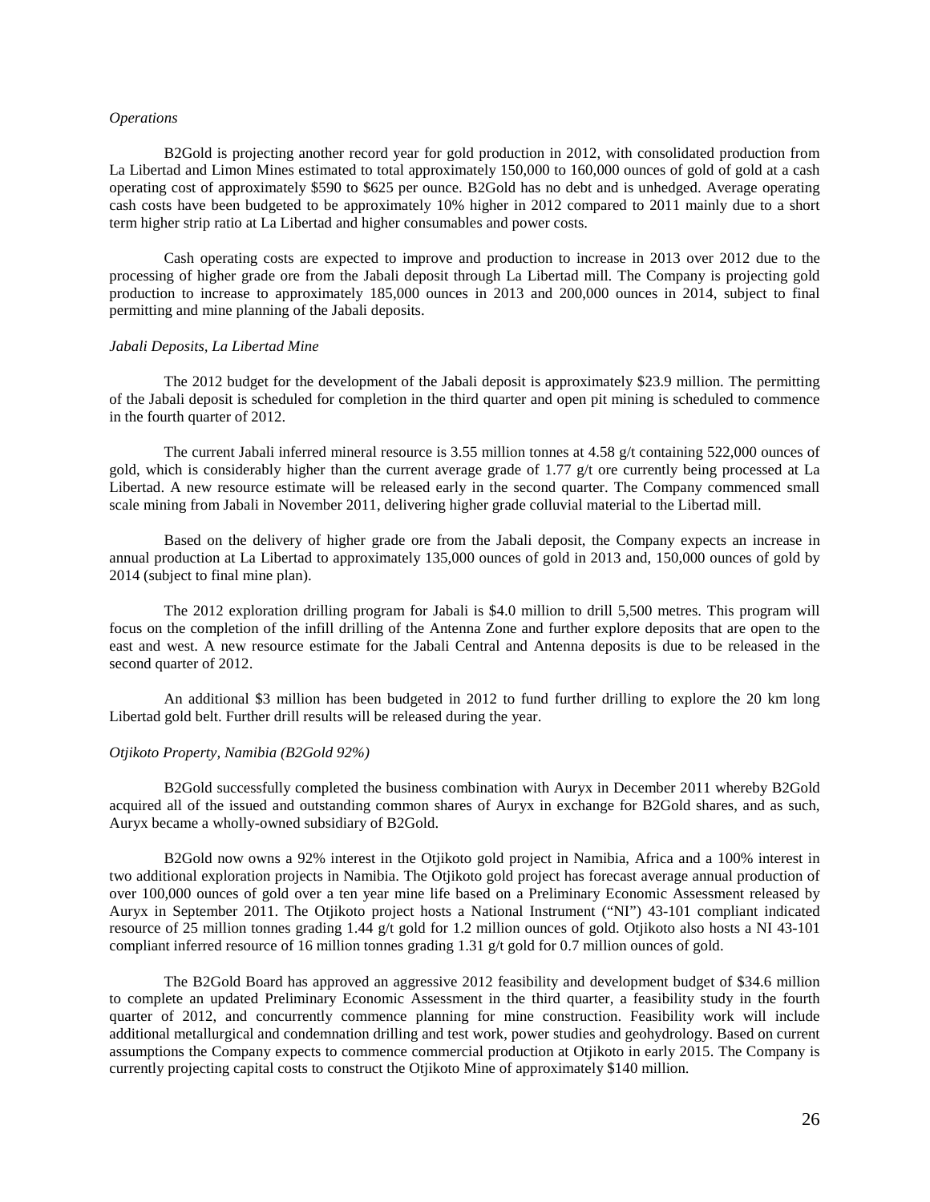*Operations*

B2Gold is projecting another record year for gold production in 2012, with consolidated production from La Libertad and Limon Mines estimated to total approximately 150,000 to 160,000 ounces of gold of gold at a cash operating cost of approximately \$590 to \$625 per ounce. B2Gold has no debt and is unhedged. Average operating cash costs have been budgeted to be approximately 10% higher in 2012 compared to 2011 mainly due to a short term higher strip ratio at La Libertad and higher consumables and power costs.

Cash operating costs are expected to improve and production to increase in 2013 over 2012 due to the processing of higher grade ore from the Jabali deposit through La Libertad mill. The Company is projecting gold production to increase to approximately 185,000 ounces in 2013 and 200,000 ounces in 2014, subject to final permitting and mine planning of the Jabali deposits.

*Jabali Deposits, La Libertad Mine*

The 2012 budget for the development of the Jabali deposit is approximately \$23.9 million. The permitting of the Jabali deposit is scheduled for completion in the third quarter and open pit mining is scheduled to commence in the fourth quarter of 2012.

The current Jabali inferred mineral resource is 3.55 million tonnes at 4.58 g/t containing 522,000 ounces of gold, which is considerably higher than the current average grade of 1.77 g/t ore currently being processed at La Libertad. A new resource estimate will be released early in the second quarter. The Company commenced small scale mining from Jabali in November 2011, delivering higher grade colluvial material to the Libertad mill.

Based on the delivery of higher grade ore from the Jabali deposit, the Company expects an increase in annual production at La Libertad to approximately 135,000 ounces of gold in 2013 and, 150,000 ounces of gold by 2014 (subject to final mine plan).

The 2012 exploration drilling program for Jabali is \$4.0 million to drill 5,500 metres. This program will focus on the completion of the infill drilling of the Antenna Zone and further explore deposits that are open to the east and west. A new resource estimate for the Jabali Central and Antenna deposits is due to be released in the second quarter of 2012.

An additional \$3 million has been budgeted in 2012 to fund further drilling to explore the 20 km long Libertad gold belt. Further drill results will be released during the year.

*Otjikoto Property, Namibia (B2Gold 92%)*

B2Gold successfully completed the business combination with Auryx in December 2011 whereby B2Gold acquired all of the issued and outstanding common shares of Auryx in exchange for B2Gold shares, and as such, Auryx became a wholly-owned subsidiary of B2Gold.

B2Gold now owns a 92% interest in the Otjikoto gold project in Namibia, Africa and a 100% interest in two additional exploration projects in Namibia. The Otjikoto gold project has forecast average annual production of over 100,000 ounces of gold over a ten year mine life based on a Preliminary Economic Assessment released by Auryx in September 2011. The Otjikoto project hosts a National Instrument ("NI") 43-101 compliant indicated resource of 25 million tonnes grading 1.44 g/t gold for 1.2 million ounces of gold. Otjikoto also hosts a NI 43-101 compliant inferred resource of 16 million tonnes grading 1.31 g/t gold for 0.7 million ounces of gold.

The B2Gold Board has approved an aggressive 2012 feasibility and development budget of \$34.6 million to complete an updated Preliminary Economic Assessment in the third quarter, a feasibility study in the fourth quarter of 2012, and concurrently commence planning for mine construction. Feasibility work will include additional metallurgical and condemnation drilling and test work, power studies and geohydrology. Based on current assumptions the Company expects to commence commercial production at Otjikoto in early 2015. The Company is currently projecting capital costs to construct the Otjikoto Mine of approximately \$140 million.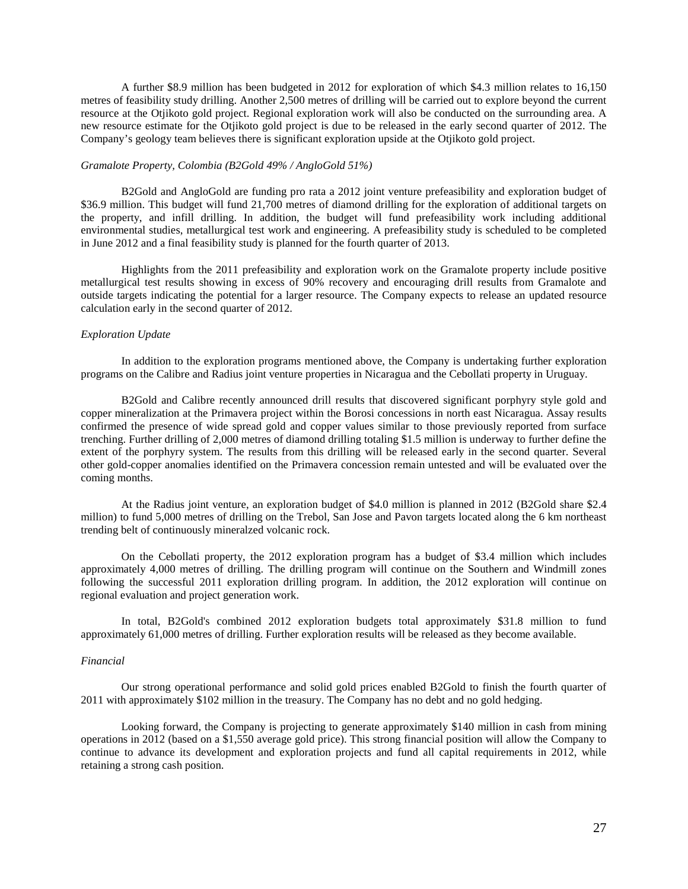A further $8.9 million has been budgeted in 2012 for exploration of which $4.3 million relates to 16,150 metres of feasibility study drilling. Another 2,500 metres of drilling will be carried out to explore beyond the current resource at the Otjikoto gold project. Regional exploration work will also be conducted on the surrounding area. A new resource estimate for the Otjikoto gold project is due to be released in the early second quarter of 2012. The Company's geology team believes there is significant exploration upside at the Otjikoto gold project.

*Gramalote Property, Colombia (B2Gold 49% / AngloGold 51%)*

B2Gold and AngloGold are funding pro rata a 2012 joint venture prefeasibility and exploration budget of $36.9 million. This budget will fund 21,700 metres of diamond drilling for the exploration of additional targets on the property, and infill drilling. In addition, the budget will fund prefeasibility work including additional environmental studies, metallurgical test work and engineering. A prefeasibility study is scheduled to be completed in June 2012 and a final feasibility study is planned for the fourth quarter of 2013.

Highlights from the 2011 prefeasibility and exploration work on the Gramalote property include positive metallurgical test results showing in excess of 90% recovery and encouraging drill results from Gramalote and outside targets indicating the potential for a larger resource. The Company expects to release an updated resource calculation early in the second quarter of 2012.

*Exploration Update*

In addition to the exploration programs mentioned above, the Company is undertaking further exploration programs on the Calibre and Radius joint venture properties in Nicaragua and the Cebollati property in Uruguay.

B2Gold and Calibre recently announced drill results that discovered significant porphyry style gold and copper mineralization at the Primavera project within the Borosi concessions in north east Nicaragua. Assay results confirmed the presence of wide spread gold and copper values similar to those previously reported from surface trenching. Further drilling of 2,000 metres of diamond drilling totaling $1.5 million is underway to further define the extent of the porphyry system. The results from this drilling will be released early in the second quarter. Several other gold-copper anomalies identified on the Primavera concession remain untested and will be evaluated over the coming months.

At the Radius joint venture, an exploration budget of $4.0 million is planned in 2012 (B2Gold share $2.4 million) to fund 5,000 metres of drilling on the Trebol, San Jose and Pavon targets located along the 6 km northeast trending belt of continuously mineralzed volcanic rock.

On the Cebollati property, the 2012 exploration program has a budget of $3.4 million which includes approximately 4,000 metres of drilling. The drilling program will continue on the Southern and Windmill zones following the successful 2011 exploration drilling program. In addition, the 2012 exploration will continue on regional evaluation and project generation work.

In total, B2Gold's combined 2012 exploration budgets total approximately $31.8 million to fund approximately 61,000 metres of drilling. Further exploration results will be released as they become available.

*Financial*

Our strong operational performance and solid gold prices enabled B2Gold to finish the fourth quarter of 2011 with approximately $102 million in the treasury. The Company has no debt and no gold hedging.

Looking forward, the Company is projecting to generate approximately $140 million in cash from mining operations in 2012 (based on a $1,550 average gold price). This strong financial position will allow the Company to continue to advance its development and exploration projects and fund all capital requirements in 2012, while retaining a strong cash position.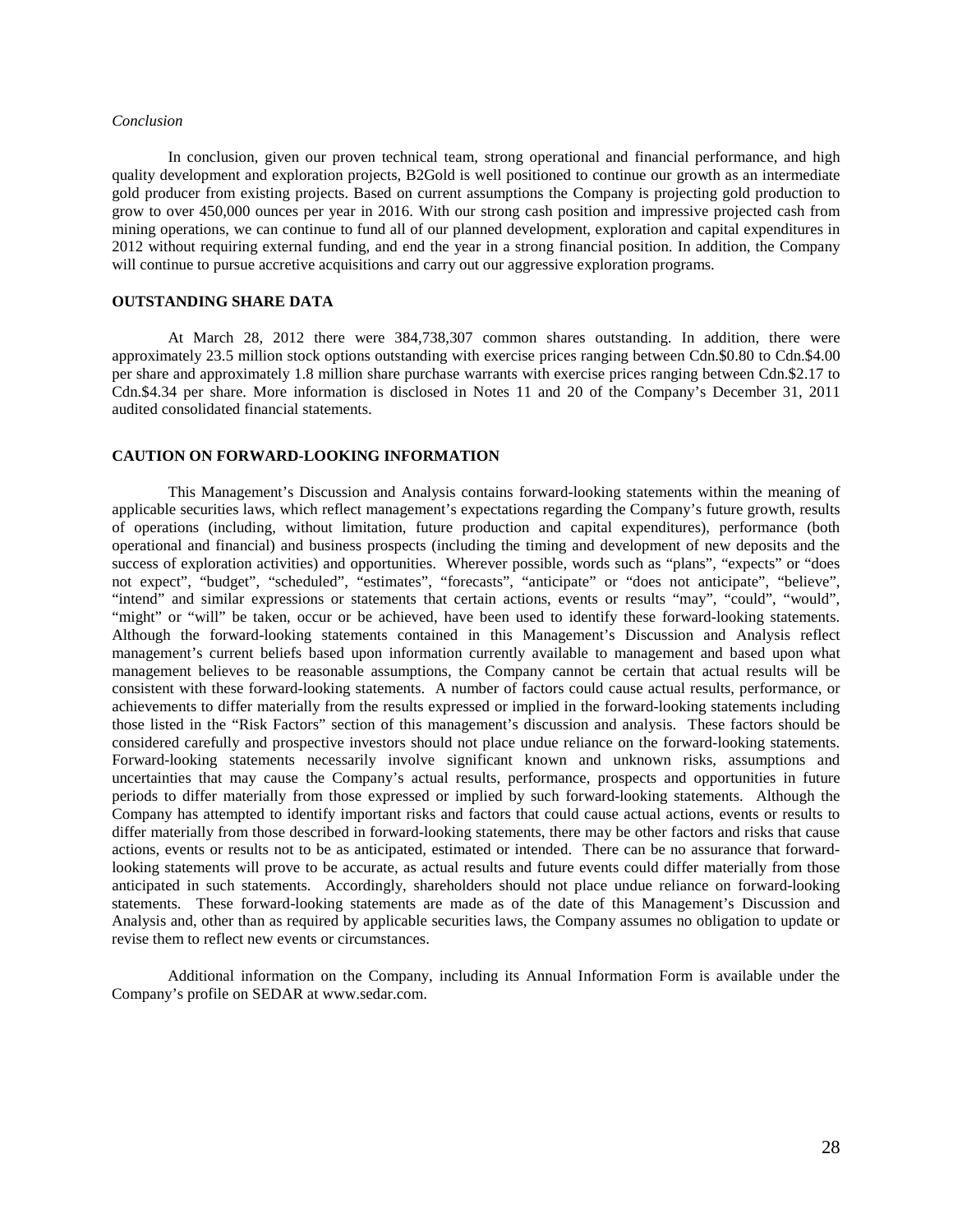*Conclusion*

In conclusion, given our proven technical team, strong operational and financial performance, and high quality development and exploration projects, B2Gold is well positioned to continue our growth as an intermediate gold producer from existing projects. Based on current assumptions the Company is projecting gold production to grow to over 450,000 ounces per year in 2016. With our strong cash position and impressive projected cash from mining operations, we can continue to fund all of our planned development, exploration and capital expenditures in 2012 without requiring external funding, and end the year in a strong financial position. In addition, the Company will continue to pursue accretive acquisitions and carry out our aggressive exploration programs.

## OUTSTANDING SHARE DATA

At March 28, 2012 there were 384,738,307 common shares outstanding. In addition, there were approximately 23.5 million stock options outstanding with exercise prices ranging between Cdn.$0.80 to Cdn.$4.00 per share and approximately 1.8 million share purchase warrants with exercise prices ranging between Cdn.$2.17 to Cdn.$4.34 per share. More information is disclosed in Notes 11 and 20 of the Company's December 31, 2011 audited consolidated financial statements.

## CAUTION ON FORWARD-LOOKING INFORMATION

This Management's Discussion and Analysis contains forward-looking statements within the meaning of applicable securities laws, which reflect management's expectations regarding the Company's future growth, results of operations (including, without limitation, future production and capital expenditures), performance (both operational and financial) and business prospects (including the timing and development of new deposits and the success of exploration activities) and opportunities. Wherever possible, words such as "plans", "expects" or "does not expect", "budget", "scheduled", "estimates", "forecasts", "anticipate" or "does not anticipate", "believe", "intend" and similar expressions or statements that certain actions, events or results "may", "could", "would", "might" or "will" be taken, occur or be achieved, have been used to identify these forward-looking statements. Although the forward-looking statements contained in this Management's Discussion and Analysis reflect management's current beliefs based upon information currently available to management and based upon what management believes to be reasonable assumptions, the Company cannot be certain that actual results will be consistent with these forward-looking statements. A number of factors could cause actual results, performance, or achievements to differ materially from the results expressed or implied in the forward-looking statements including those listed in the "Risk Factors" section of this management's discussion and analysis. These factors should be considered carefully and prospective investors should not place undue reliance on the forward-looking statements. Forward-looking statements necessarily involve significant known and unknown risks, assumptions and uncertainties that may cause the Company's actual results, performance, prospects and opportunities in future periods to differ materially from those expressed or implied by such forward-looking statements. Although the Company has attempted to identify important risks and factors that could cause actual actions, events or results to differ materially from those described in forward-looking statements, there may be other factors and risks that cause actions, events or results not to be as anticipated, estimated or intended. There can be no assurance that forward-looking statements will prove to be accurate, as actual results and future events could differ materially from those anticipated in such statements. Accordingly, shareholders should not place undue reliance on forward-looking statements. These forward-looking statements are made as of the date of this Management's Discussion and Analysis and, other than as required by applicable securities laws, the Company assumes no obligation to update or revise them to reflect new events or circumstances.

Additional information on the Company, including its Annual Information Form is available under the Company's profile on SEDAR at www.sedar.com.